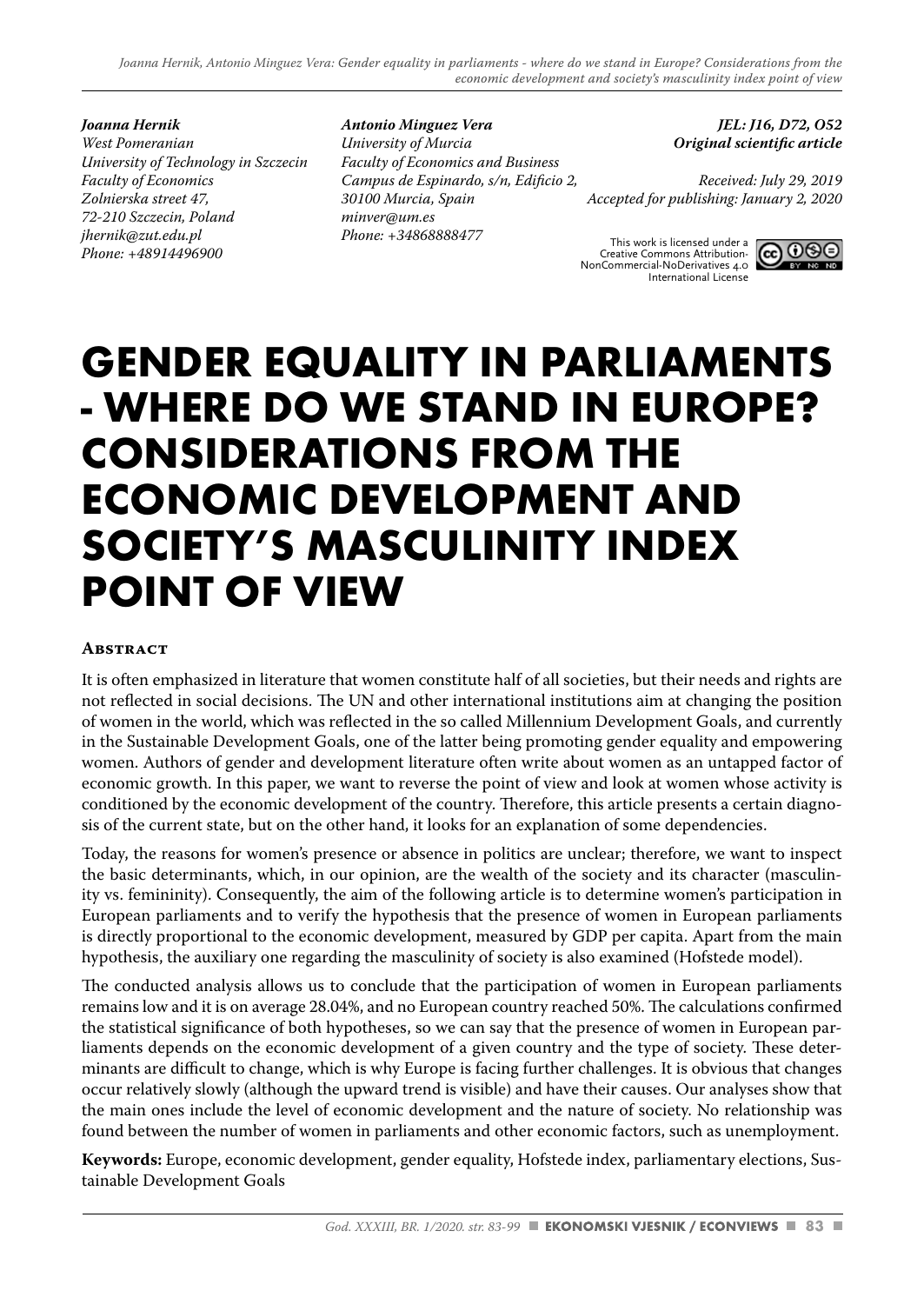*Joanna Hernik*
*West Pomeranian*
*University of Technology in Szczecin*
*Faculty of Economics*
*Zolnierska street 47,*
*72-210 Szczecin, Poland*
*jhernik@zut.edu.pl*
*Phone: +48914496900*

*Antonio Minguez Vera*
*University of Murcia*
*Faculty of Economics and Business*
*Campus de Espinardo, s/n, Edificio 2,*
*30100 Murcia, Spain*
*minver@um.es*
*Phone: +34868888477*

***JEL: J16, D72, O52***
***Original scientific article***

*Received: July 29, 2019*
*Accepted for publishing: January 2, 2020*

This work is licensed under a Creative Commons Attribution-NonCommercial-NoDerivatives 4.0 International License

# GENDER EQUALITY IN PARLIAMENTS - WHERE DO WE STAND IN EUROPE? CONSIDERATIONS FROM THE ECONOMIC DEVELOPMENT AND SOCIETY'S MASCULINITY INDEX POINT OF VIEW

## Abstract

It is often emphasized in literature that women constitute half of all societies, but their needs and rights are not reflected in social decisions. The UN and other international institutions aim at changing the position of women in the world, which was reflected in the so called Millennium Development Goals, and currently in the Sustainable Development Goals, one of the latter being promoting gender equality and empowering women. Authors of gender and development literature often write about women as an untapped factor of economic growth. In this paper, we want to reverse the point of view and look at women whose activity is conditioned by the economic development of the country. Therefore, this article presents a certain diagnosis of the current state, but on the other hand, it looks for an explanation of some dependencies.

Today, the reasons for women's presence or absence in politics are unclear; therefore, we want to inspect the basic determinants, which, in our opinion, are the wealth of the society and its character (masculinity vs. femininity). Consequently, the aim of the following article is to determine women's participation in European parliaments and to verify the hypothesis that the presence of women in European parliaments is directly proportional to the economic development, measured by GDP per capita. Apart from the main hypothesis, the auxiliary one regarding the masculinity of society is also examined (Hofstede model).

The conducted analysis allows us to conclude that the participation of women in European parliaments remains low and it is on average 28.04%, and no European country reached 50%. The calculations confirmed the statistical significance of both hypotheses, so we can say that the presence of women in European parliaments depends on the economic development of a given country and the type of society. These determinants are difficult to change, which is why Europe is facing further challenges. It is obvious that changes occur relatively slowly (although the upward trend is visible) and have their causes. Our analyses show that the main ones include the level of economic development and the nature of society. No relationship was found between the number of women in parliaments and other economic factors, such as unemployment.

**Keywords:** Europe, economic development, gender equality, Hofstede index, parliamentary elections, Sustainable Development Goals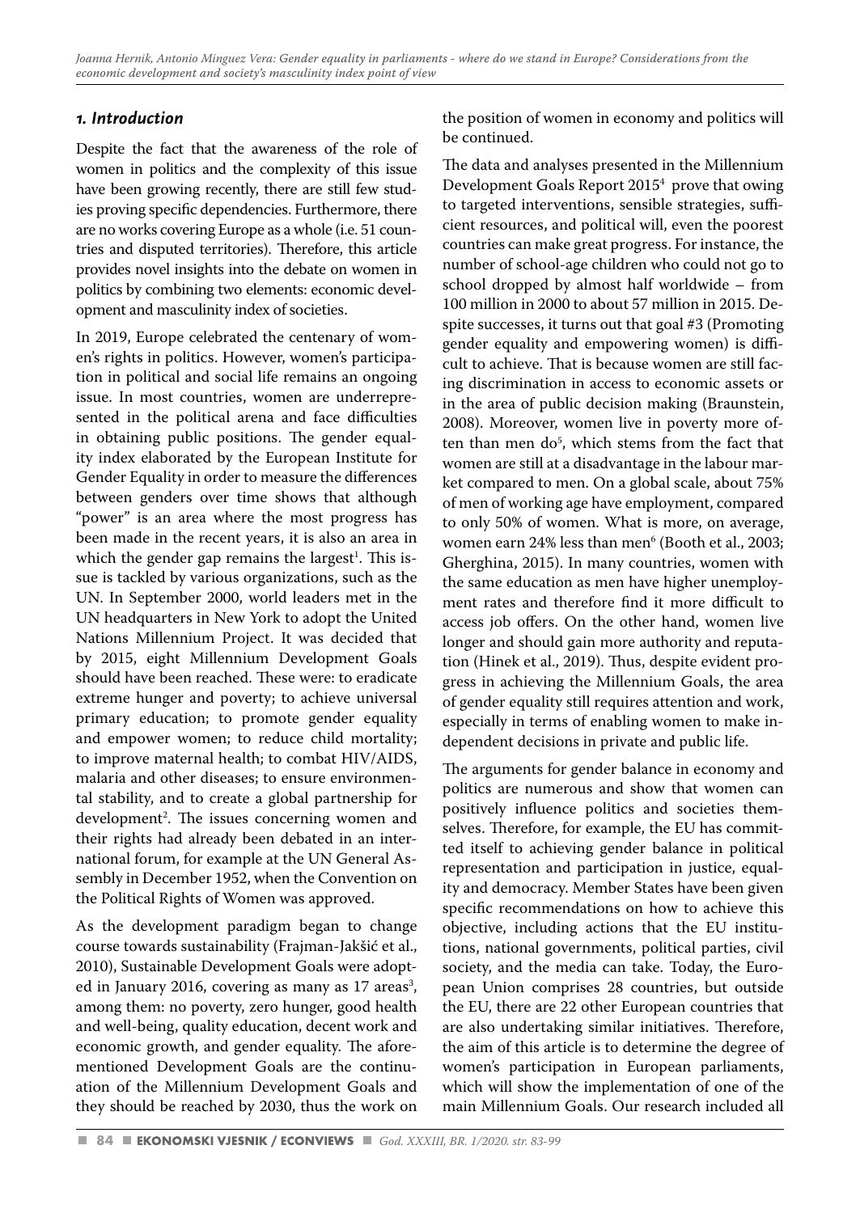## *1. Introduction*

Despite the fact that the awareness of the role of women in politics and the complexity of this issue have been growing recently, there are still few studies proving specific dependencies. Furthermore, there are no works covering Europe as a whole (i.e. 51 countries and disputed territories). Therefore, this article provides novel insights into the debate on women in politics by combining two elements: economic development and masculinity index of societies.

In 2019, Europe celebrated the centenary of women's rights in politics. However, women's participation in political and social life remains an ongoing issue. In most countries, women are underrepresented in the political arena and face difficulties in obtaining public positions. The gender equality index elaborated by the European Institute for Gender Equality in order to measure the differences between genders over time shows that although "power" is an area where the most progress has been made in the recent years, it is also an area in which the gender gap remains the largest[1]. This issue is tackled by various organizations, such as the UN. In September 2000, world leaders met in the UN headquarters in New York to adopt the United Nations Millennium Project. It was decided that by 2015, eight Millennium Development Goals should have been reached. These were: to eradicate extreme hunger and poverty; to achieve universal primary education; to promote gender equality and empower women; to reduce child mortality; to improve maternal health; to combat HIV/AIDS, malaria and other diseases; to ensure environmental stability, and to create a global partnership for development[2]. The issues concerning women and their rights had already been debated in an international forum, for example at the UN General Assembly in December 1952, when the Convention on the Political Rights of Women was approved.

As the development paradigm began to change course towards sustainability (Frajman-Jakšić et al., 2010), Sustainable Development Goals were adopted in January 2016, covering as many as 17 areas[3], among them: no poverty, zero hunger, good health and well-being, quality education, decent work and economic growth, and gender equality. The aforementioned Development Goals are the continuation of the Millennium Development Goals and they should be reached by 2030, thus the work on the position of women in economy and politics will be continued.

The data and analyses presented in the Millennium Development Goals Report 2015[4] prove that owing to targeted interventions, sensible strategies, sufficient resources, and political will, even the poorest countries can make great progress. For instance, the number of school-age children who could not go to school dropped by almost half worldwide – from 100 million in 2000 to about 57 million in 2015. Despite successes, it turns out that goal #3 (Promoting gender equality and empowering women) is difficult to achieve. That is because women are still facing discrimination in access to economic assets or in the area of public decision making (Braunstein, 2008). Moreover, women live in poverty more often than men do[5], which stems from the fact that women are still at a disadvantage in the labour market compared to men. On a global scale, about 75% of men of working age have employment, compared to only 50% of women. What is more, on average, women earn 24% less than men[6] (Booth et al., 2003; Gherghina, 2015). In many countries, women with the same education as men have higher unemployment rates and therefore find it more difficult to access job offers. On the other hand, women live longer and should gain more authority and reputation (Hinek et al., 2019). Thus, despite evident progress in achieving the Millennium Goals, the area of gender equality still requires attention and work, especially in terms of enabling women to make independent decisions in private and public life.

The arguments for gender balance in economy and politics are numerous and show that women can positively influence politics and societies themselves. Therefore, for example, the EU has committed itself to achieving gender balance in political representation and participation in justice, equality and democracy. Member States have been given specific recommendations on how to achieve this objective, including actions that the EU institutions, national governments, political parties, civil society, and the media can take. Today, the European Union comprises 28 countries, but outside the EU, there are 22 other European countries that are also undertaking similar initiatives. Therefore, the aim of this article is to determine the degree of women's participation in European parliaments, which will show the implementation of one of the main Millennium Goals. Our research included all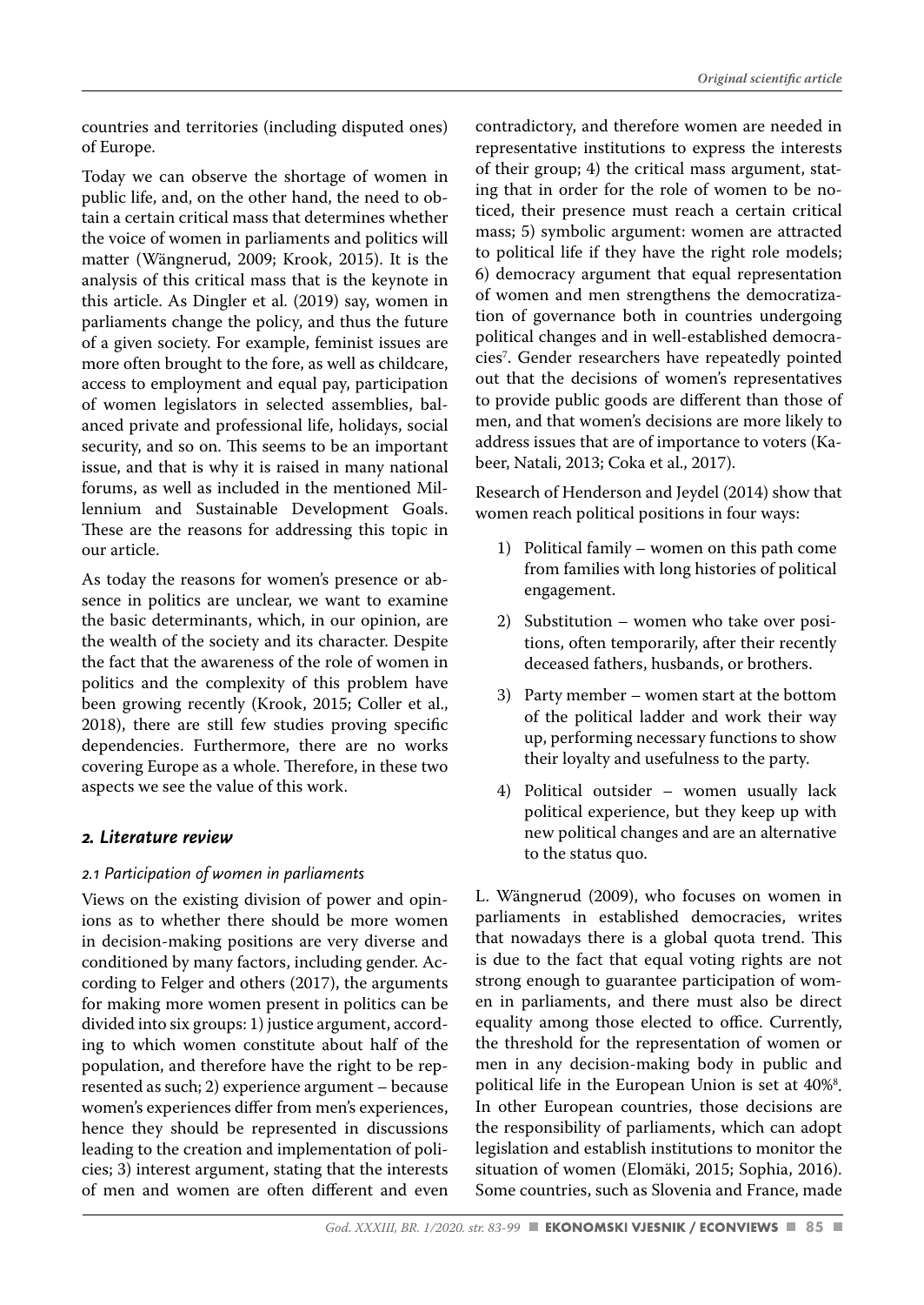countries and territories (including disputed ones) of Europe.

Today we can observe the shortage of women in public life, and, on the other hand, the need to obtain a certain critical mass that determines whether the voice of women in parliaments and politics will matter (Wängnerud, 2009; Krook, 2015). It is the analysis of this critical mass that is the keynote in this article. As Dingler et al. (2019) say, women in parliaments change the policy, and thus the future of a given society. For example, feminist issues are more often brought to the fore, as well as childcare, access to employment and equal pay, participation of women legislators in selected assemblies, balanced private and professional life, holidays, social security, and so on. This seems to be an important issue, and that is why it is raised in many national forums, as well as included in the mentioned Millennium and Sustainable Development Goals. These are the reasons for addressing this topic in our article.

As today the reasons for women's presence or absence in politics are unclear, we want to examine the basic determinants, which, in our opinion, are the wealth of the society and its character. Despite the fact that the awareness of the role of women in politics and the complexity of this problem have been growing recently (Krook, 2015; Coller et al., 2018), there are still few studies proving specific dependencies. Furthermore, there are no works covering Europe as a whole. Therefore, in these two aspects we see the value of this work.

## 2. Literature review

### 2.1 Participation of women in parliaments

Views on the existing division of power and opinions as to whether there should be more women in decision-making positions are very diverse and conditioned by many factors, including gender. According to Felger and others (2017), the arguments for making more women present in politics can be divided into six groups: 1) justice argument, according to which women constitute about half of the population, and therefore have the right to be represented as such; 2) experience argument – because women's experiences differ from men's experiences, hence they should be represented in discussions leading to the creation and implementation of policies; 3) interest argument, stating that the interests of men and women are often different and even contradictory, and therefore women are needed in representative institutions to express the interests of their group; 4) the critical mass argument, stating that in order for the role of women to be noticed, their presence must reach a certain critical mass; 5) symbolic argument: women are attracted to political life if they have the right role models; 6) democracy argument that equal representation of women and men strengthens the democratization of governance both in countries undergoing political changes and in well-established democracies[7]. Gender researchers have repeatedly pointed out that the decisions of women's representatives to provide public goods are different than those of men, and that women's decisions are more likely to address issues that are of importance to voters (Kabeer, Natali, 2013; Coka et al., 2017).

Research of Henderson and Jeydel (2014) show that women reach political positions in four ways:

1) Political family – women on this path come from families with long histories of political engagement.
2) Substitution – women who take over positions, often temporarily, after their recently deceased fathers, husbands, or brothers.
3) Party member – women start at the bottom of the political ladder and work their way up, performing necessary functions to show their loyalty and usefulness to the party.
4) Political outsider – women usually lack political experience, but they keep up with new political changes and are an alternative to the status quo.

L. Wängnerud (2009), who focuses on women in parliaments in established democracies, writes that nowadays there is a global quota trend. This is due to the fact that equal voting rights are not strong enough to guarantee participation of women in parliaments, and there must also be direct equality among those elected to office. Currently, the threshold for the representation of women or men in any decision-making body in public and political life in the European Union is set at 40%[8]. In other European countries, those decisions are the responsibility of parliaments, which can adopt legislation and establish institutions to monitor the situation of women (Elomäki, 2015; Sophia, 2016). Some countries, such as Slovenia and France, made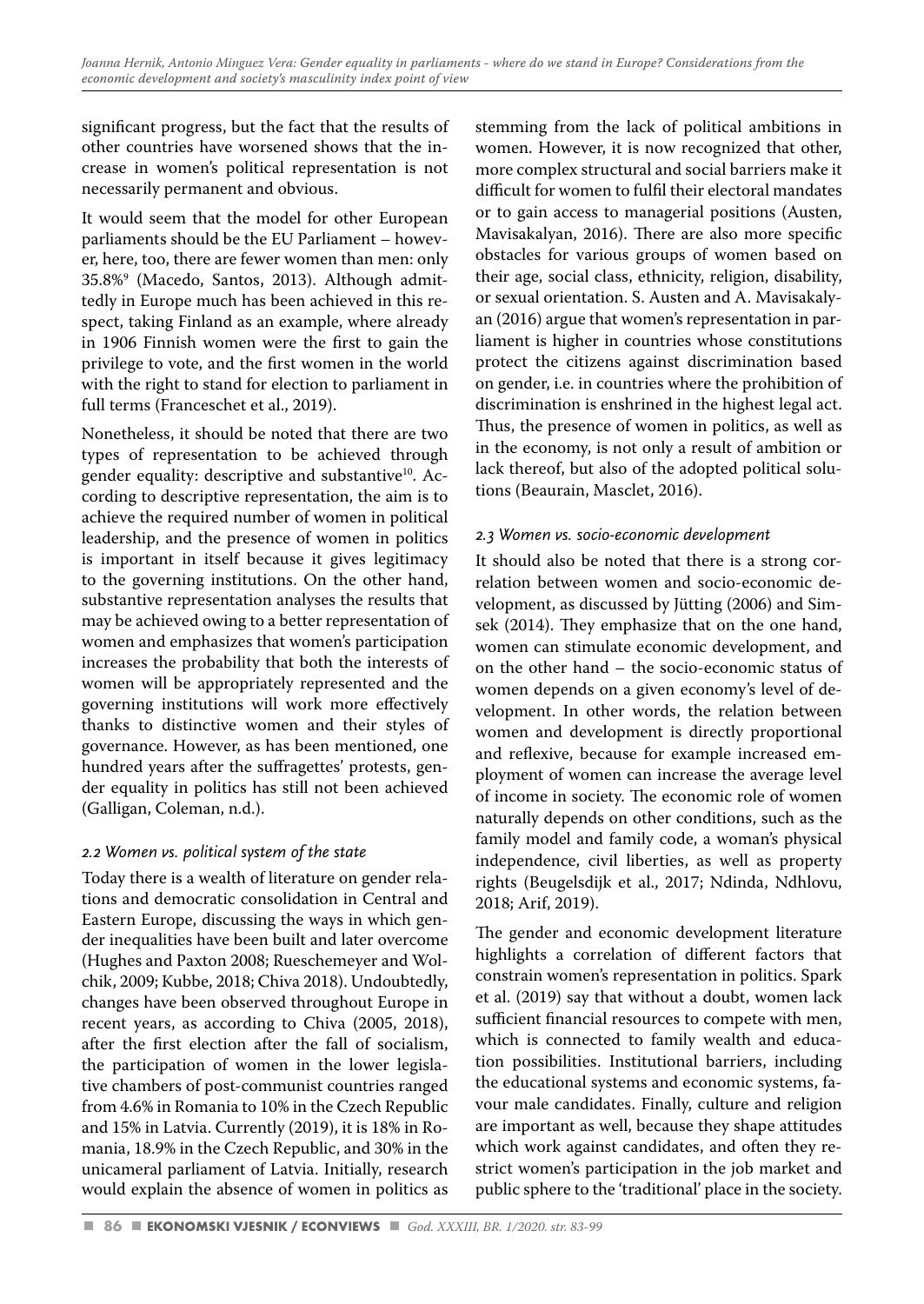significant progress, but the fact that the results of other countries have worsened shows that the increase in women's political representation is not necessarily permanent and obvious.

It would seem that the model for other European parliaments should be the EU Parliament – however, here, too, there are fewer women than men: only 35.8%[9] (Macedo, Santos, 2013). Although admittedly in Europe much has been achieved in this respect, taking Finland as an example, where already in 1906 Finnish women were the first to gain the privilege to vote, and the first women in the world with the right to stand for election to parliament in full terms (Franceschet et al., 2019).

Nonetheless, it should be noted that there are two types of representation to be achieved through gender equality: descriptive and substantive[10]. According to descriptive representation, the aim is to achieve the required number of women in political leadership, and the presence of women in politics is important in itself because it gives legitimacy to the governing institutions. On the other hand, substantive representation analyses the results that may be achieved owing to a better representation of women and emphasizes that women's participation increases the probability that both the interests of women will be appropriately represented and the governing institutions will work more effectively thanks to distinctive women and their styles of governance. However, as has been mentioned, one hundred years after the suffragettes' protests, gender equality in politics has still not been achieved (Galligan, Coleman, n.d.).

### *2.2 Women vs. political system of the state*

Today there is a wealth of literature on gender relations and democratic consolidation in Central and Eastern Europe, discussing the ways in which gender inequalities have been built and later overcome (Hughes and Paxton 2008; Rueschemeyer and Wolchik, 2009; Kubbe, 2018; Chiva 2018). Undoubtedly, changes have been observed throughout Europe in recent years, as according to Chiva (2005, 2018), after the first election after the fall of socialism, the participation of women in the lower legislative chambers of post-communist countries ranged from 4.6% in Romania to 10% in the Czech Republic and 15% in Latvia. Currently (2019), it is 18% in Romania, 18.9% in the Czech Republic, and 30% in the unicameral parliament of Latvia. Initially, research would explain the absence of women in politics as stemming from the lack of political ambitions in women. However, it is now recognized that other, more complex structural and social barriers make it difficult for women to fulfil their electoral mandates or to gain access to managerial positions (Austen, Mavisakalyan, 2016). There are also more specific obstacles for various groups of women based on their age, social class, ethnicity, religion, disability, or sexual orientation. S. Austen and A. Mavisakalyan (2016) argue that women's representation in parliament is higher in countries whose constitutions protect the citizens against discrimination based on gender, i.e. in countries where the prohibition of discrimination is enshrined in the highest legal act. Thus, the presence of women in politics, as well as in the economy, is not only a result of ambition or lack thereof, but also of the adopted political solutions (Beaurain, Masclet, 2016).

### *2.3 Women vs. socio-economic development*

It should also be noted that there is a strong correlation between women and socio-economic development, as discussed by Jütting (2006) and Simsek (2014). They emphasize that on the one hand, women can stimulate economic development, and on the other hand – the socio-economic status of women depends on a given economy's level of development. In other words, the relation between women and development is directly proportional and reflexive, because for example increased employment of women can increase the average level of income in society. The economic role of women naturally depends on other conditions, such as the family model and family code, a woman's physical independence, civil liberties, as well as property rights (Beugelsdijk et al., 2017; Ndinda, Ndhlovu, 2018; Arif, 2019).

The gender and economic development literature highlights a correlation of different factors that constrain women's representation in politics. Spark et al. (2019) say that without a doubt, women lack sufficient financial resources to compete with men, which is connected to family wealth and education possibilities. Institutional barriers, including the educational systems and economic systems, favour male candidates. Finally, culture and religion are important as well, because they shape attitudes which work against candidates, and often they restrict women's participation in the job market and public sphere to the 'traditional' place in the society.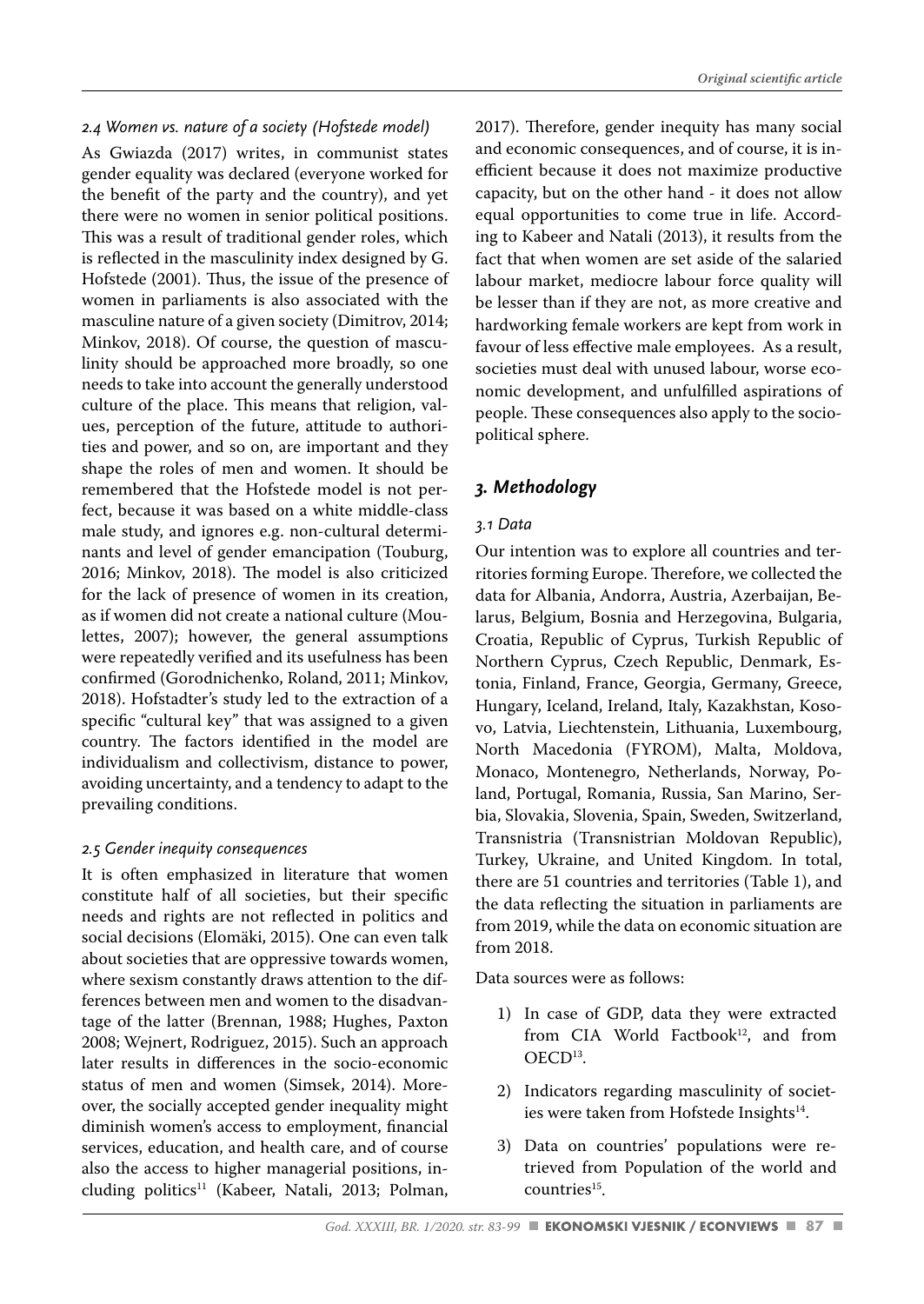### *2.4 Women vs. nature of a society (Hofstede model)*

As Gwiazda (2017) writes, in communist states gender equality was declared (everyone worked for the benefit of the party and the country), and yet there were no women in senior political positions. This was a result of traditional gender roles, which is reflected in the masculinity index designed by G. Hofstede (2001). Thus, the issue of the presence of women in parliaments is also associated with the masculine nature of a given society (Dimitrov, 2014; Minkov, 2018). Of course, the question of masculinity should be approached more broadly, so one needs to take into account the generally understood culture of the place. This means that religion, values, perception of the future, attitude to authorities and power, and so on, are important and they shape the roles of men and women. It should be remembered that the Hofstede model is not perfect, because it was based on a white middle-class male study, and ignores e.g. non-cultural determinants and level of gender emancipation (Touburg, 2016; Minkov, 2018). The model is also criticized for the lack of presence of women in its creation, as if women did not create a national culture (Moulettes, 2007); however, the general assumptions were repeatedly verified and its usefulness has been confirmed (Gorodnichenko, Roland, 2011; Minkov, 2018). Hofstadter's study led to the extraction of a specific "cultural key" that was assigned to a given country. The factors identified in the model are individualism and collectivism, distance to power, avoiding uncertainty, and a tendency to adapt to the prevailing conditions.

### *2.5 Gender inequity consequences*

It is often emphasized in literature that women constitute half of all societies, but their specific needs and rights are not reflected in politics and social decisions (Elomäki, 2015). One can even talk about societies that are oppressive towards women, where sexism constantly draws attention to the differences between men and women to the disadvantage of the latter (Brennan, 1988; Hughes, Paxton 2008; Wejnert, Rodriguez, 2015). Such an approach later results in differences in the socio-economic status of men and women (Simsek, 2014). Moreover, the socially accepted gender inequality might diminish women's access to employment, financial services, education, and health care, and of course also the access to higher managerial positions, including politics[11] (Kabeer, Natali, 2013; Polman, 2017). Therefore, gender inequity has many social and economic consequences, and of course, it is inefficient because it does not maximize productive capacity, but on the other hand - it does not allow equal opportunities to come true in life. According to Kabeer and Natali (2013), it results from the fact that when women are set aside of the salaried labour market, mediocre labour force quality will be lesser than if they are not, as more creative and hardworking female workers are kept from work in favour of less effective male employees. As a result, societies must deal with unused labour, worse economic development, and unfulfilled aspirations of people. These consequences also apply to the socio-political sphere.

## *3. Methodology*

### *3.1 Data*

Our intention was to explore all countries and territories forming Europe. Therefore, we collected the data for Albania, Andorra, Austria, Azerbaijan, Belarus, Belgium, Bosnia and Herzegovina, Bulgaria, Croatia, Republic of Cyprus, Turkish Republic of Northern Cyprus, Czech Republic, Denmark, Estonia, Finland, France, Georgia, Germany, Greece, Hungary, Iceland, Ireland, Italy, Kazakhstan, Kosovo, Latvia, Liechtenstein, Lithuania, Luxembourg, North Macedonia (FYROM), Malta, Moldova, Monaco, Montenegro, Netherlands, Norway, Poland, Portugal, Romania, Russia, San Marino, Serbia, Slovakia, Slovenia, Spain, Sweden, Switzerland, Transnistria (Transnistrian Moldovan Republic), Turkey, Ukraine, and United Kingdom. In total, there are 51 countries and territories (Table 1), and the data reflecting the situation in parliaments are from 2019, while the data on economic situation are from 2018.

Data sources were as follows:

1) In case of GDP, data they were extracted from CIA World Factbook[12], and from OECD[13].
2) Indicators regarding masculinity of societies were taken from Hofstede Insights[14].
3) Data on countries' populations were retrieved from Population of the world and countries[15].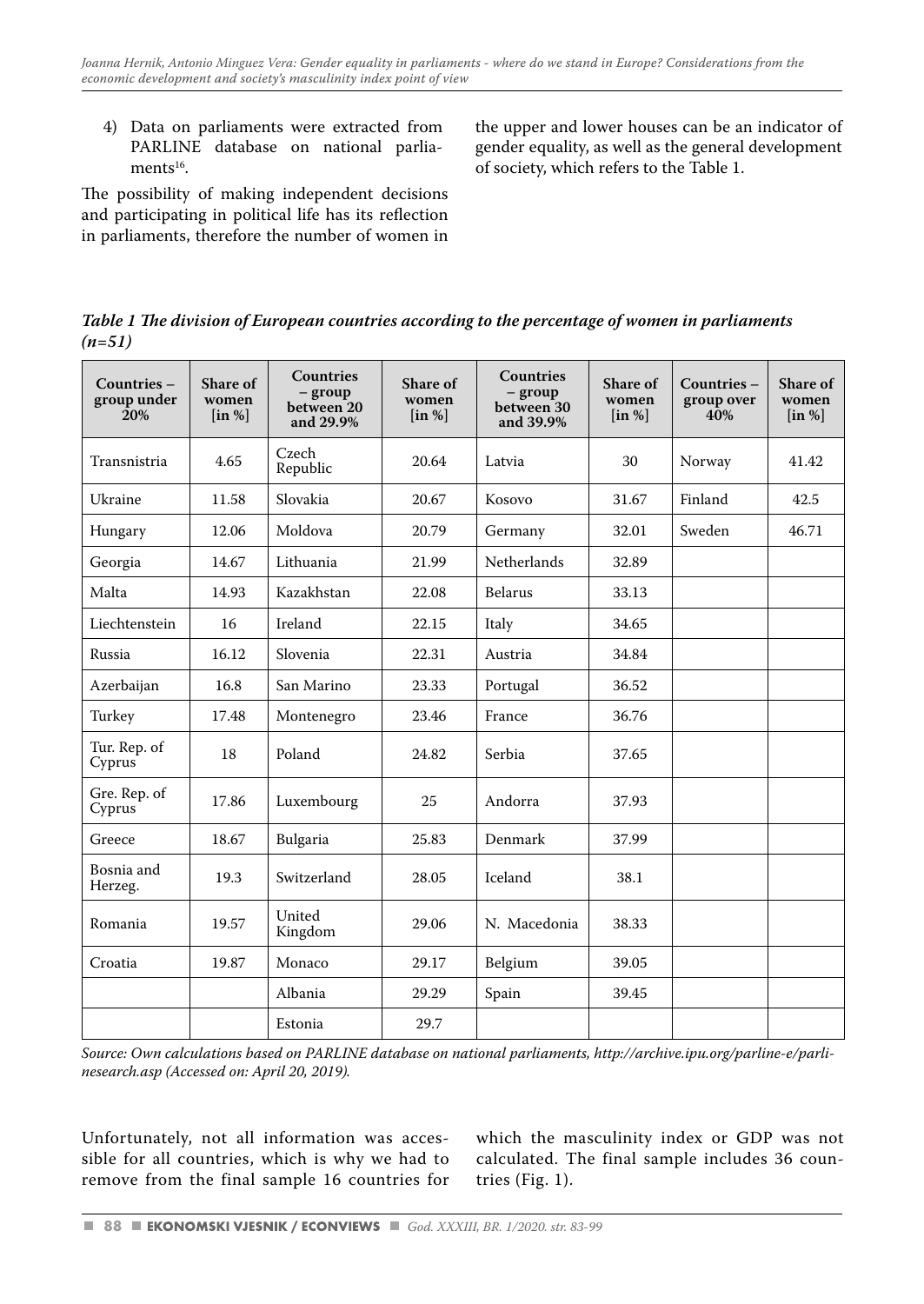4) Data on parliaments were extracted from PARLINE database on national parliaments[16].

The possibility of making independent decisions and participating in political life has its reflection in parliaments, therefore the number of women in the upper and lower houses can be an indicator of gender equality, as well as the general development of society, which refers to the Table 1.

***Table 1 The division of European countries according to the percentage of women in parliaments (n=51)***

| Countries – group under 20% | Share of women [in %] | Countries – group between 20 and 29.9% | Share of women [in %] | Countries – group between 30 and 39.9% | Share of women [in %] | Countries – group over 40% | Share of women [in %] |
|---|---|---|---|---|---|---|---|
| Transnistria | 4.65 | Czech Republic | 20.64 | Latvia | 30 | Norway | 41.42 |
| Ukraine | 11.58 | Slovakia | 20.67 | Kosovo | 31.67 | Finland | 42.5 |
| Hungary | 12.06 | Moldova | 20.79 | Germany | 32.01 | Sweden | 46.71 |
| Georgia | 14.67 | Lithuania | 21.99 | Netherlands | 32.89 | | |
| Malta | 14.93 | Kazakhstan | 22.08 | Belarus | 33.13 | | |
| Liechtenstein | 16 | Ireland | 22.15 | Italy | 34.65 | | |
| Russia | 16.12 | Slovenia | 22.31 | Austria | 34.84 | | |
| Azerbaijan | 16.8 | San Marino | 23.33 | Portugal | 36.52 | | |
| Turkey | 17.48 | Montenegro | 23.46 | France | 36.76 | | |
| Tur. Rep. of Cyprus | 18 | Poland | 24.82 | Serbia | 37.65 | | |
| Gre. Rep. of Cyprus | 17.86 | Luxembourg | 25 | Andorra | 37.93 | | |
| Greece | 18.67 | Bulgaria | 25.83 | Denmark | 37.99 | | |
| Bosnia and Herzeg. | 19.3 | Switzerland | 28.05 | Iceland | 38.1 | | |
| Romania | 19.57 | United Kingdom | 29.06 | N. Macedonia | 38.33 | | |
| Croatia | 19.87 | Monaco | 29.17 | Belgium | 39.05 | | |
| | | Albania | 29.29 | Spain | 39.45 | | |
| | | Estonia | 29.7 | | | | |

*Source: Own calculations based on PARLINE database on national parliaments, http://archive.ipu.org/parline-e/parlinesearch.asp (Accessed on: April 20, 2019).*

Unfortunately, not all information was accessible for all countries, which is why we had to remove from the final sample 16 countries for which the masculinity index or GDP was not calculated. The final sample includes 36 countries (Fig. 1).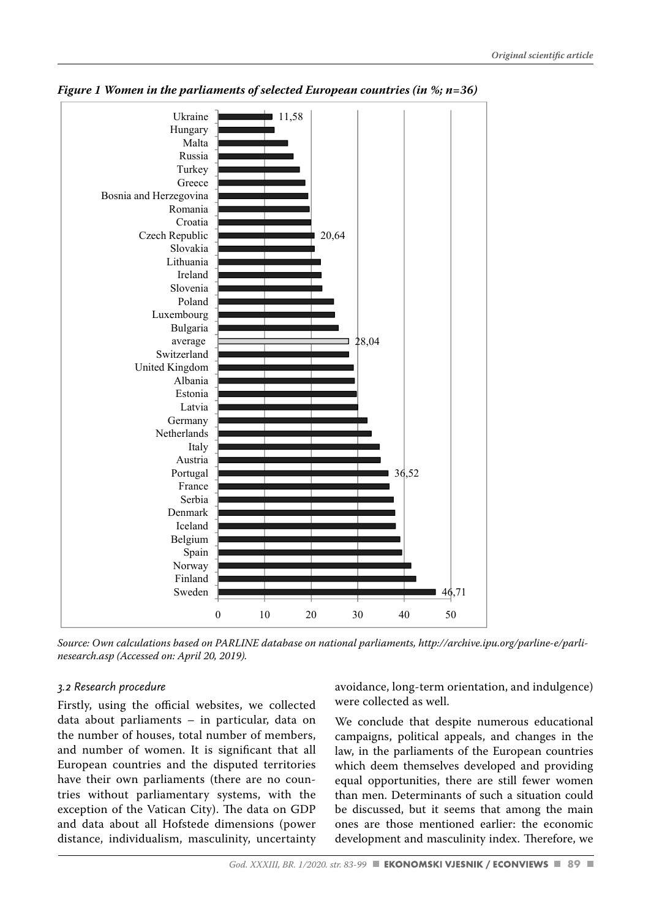***Figure 1 Women in the parliaments of selected European countries (in %; n=36)***

*Source: Own calculations based on PARLINE database on national parliaments, http://archive.ipu.org/parline-e/parlinesearch.asp (Accessed on: April 20, 2019).*

### *3.2 Research procedure*

Firstly, using the official websites, we collected data about parliaments – in particular, data on the number of houses, total number of members, and number of women. It is significant that all European countries and the disputed territories have their own parliaments (there are no countries without parliamentary systems, with the exception of the Vatican City). The data on GDP and data about all Hofstede dimensions (power distance, individualism, masculinity, uncertainty avoidance, long-term orientation, and indulgence) were collected as well.

We conclude that despite numerous educational campaigns, political appeals, and changes in the law, in the parliaments of the European countries which deem themselves developed and providing equal opportunities, there are still fewer women than men. Determinants of such a situation could be discussed, but it seems that among the main ones are those mentioned earlier: the economic development and masculinity index. Therefore, we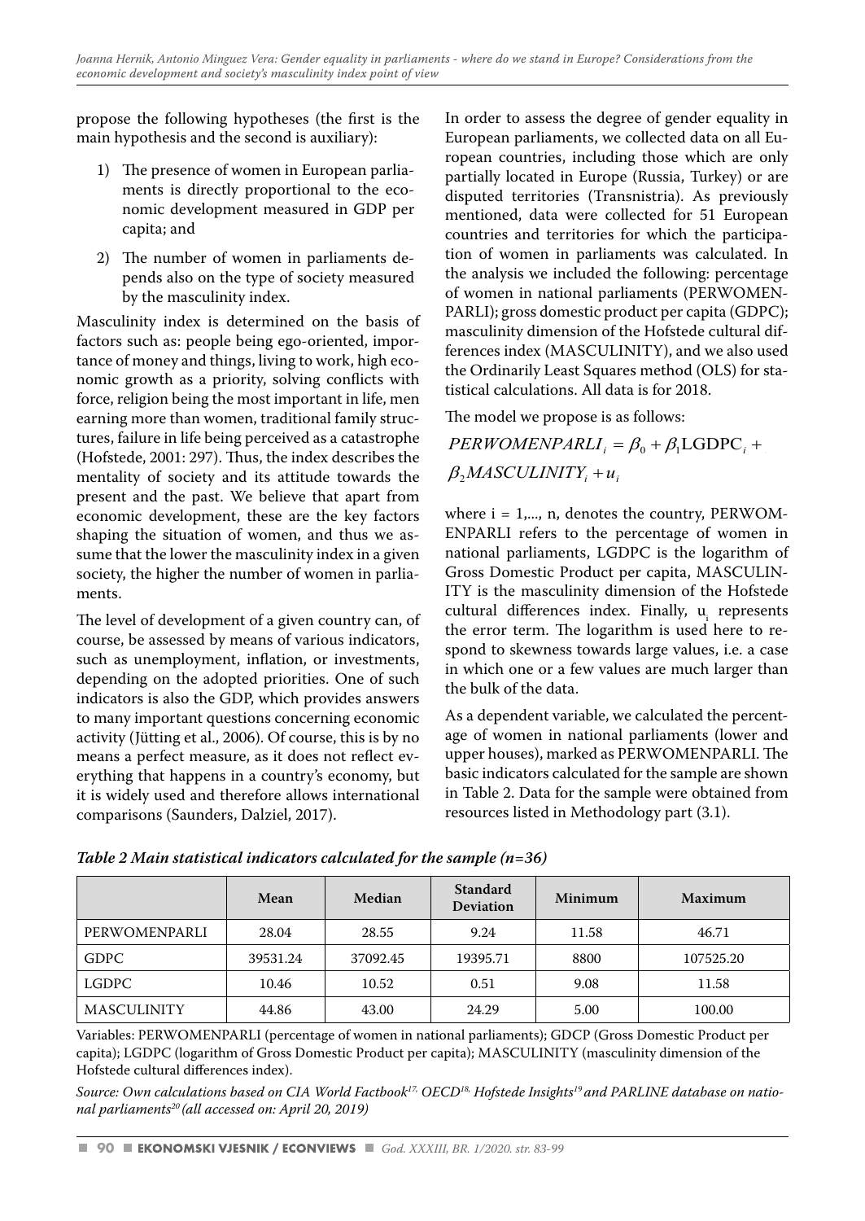propose the following hypotheses (the first is the main hypothesis and the second is auxiliary):

1) The presence of women in European parliaments is directly proportional to the economic development measured in GDP per capita; and
2) The number of women in parliaments depends also on the type of society measured by the masculinity index.

Masculinity index is determined on the basis of factors such as: people being ego-oriented, importance of money and things, living to work, high economic growth as a priority, solving conflicts with force, religion being the most important in life, men earning more than women, traditional family structures, failure in life being perceived as a catastrophe (Hofstede, 2001: 297). Thus, the index describes the mentality of society and its attitude towards the present and the past. We believe that apart from economic development, these are the key factors shaping the situation of women, and thus we assume that the lower the masculinity index in a given society, the higher the number of women in parliaments.

The level of development of a given country can, of course, be assessed by means of various indicators, such as unemployment, inflation, or investments, depending on the adopted priorities. One of such indicators is also the GDP, which provides answers to many important questions concerning economic activity (Jütting et al., 2006). Of course, this is by no means a perfect measure, as it does not reflect everything that happens in a country's economy, but it is widely used and therefore allows international comparisons (Saunders, Dalziel, 2017).

In order to assess the degree of gender equality in European parliaments, we collected data on all European countries, including those which are only partially located in Europe (Russia, Turkey) or are disputed territories (Transnistria). As previously mentioned, data were collected for 51 European countries and territories for which the participation of women in parliaments was calculated. In the analysis we included the following: percentage of women in national parliaments (PERWOMENPARLI); gross domestic product per capita (GDPC); masculinity dimension of the Hofstede cultural differences index (MASCULINITY), and we also used the Ordinarily Least Squares method (OLS) for statistical calculations. All data is for 2018.

The model we propose is as follows:

$$PERWOMENPARLI_i = \beta_0 + \beta_1 \mathrm{LGDPC}_i + \beta_2 MASCULINITY_i + u_i$$

where i = 1,..., n, denotes the country, PERWOMENPARLI refers to the percentage of women in national parliaments, LGDPC is the logarithm of Gross Domestic Product per capita, MASCULINITY is the masculinity dimension of the Hofstede cultural differences index. Finally, $u_i$ represents the error term. The logarithm is used here to respond to skewness towards large values, i.e. a case in which one or a few values are much larger than the bulk of the data.

As a dependent variable, we calculated the percentage of women in national parliaments (lower and upper houses), marked as PERWOMENPARLI. The basic indicators calculated for the sample are shown in Table 2. Data for the sample were obtained from resources listed in Methodology part (3.1).

***Table 2 Main statistical indicators calculated for the sample (n=36)***

| | Mean | Median | Standard Deviation | Minimum | Maximum |
|---|---|---|---|---|---|
| PERWOMENPARLI | 28.04 | 28.55 | 9.24 | 11.58 | 46.71 |
| GDPC | 39531.24 | 37092.45 | 19395.71 | 8800 | 107525.20 |
| LGDPC | 10.46 | 10.52 | 0.51 | 9.08 | 11.58 |
| MASCULINITY | 44.86 | 43.00 | 24.29 | 5.00 | 100.00 |

Variables: PERWOMENPARLI (percentage of women in national parliaments); GDCP (Gross Domestic Product per capita); LGDPC (logarithm of Gross Domestic Product per capita); MASCULINITY (masculinity dimension of the Hofstede cultural differences index).

*Source: Own calculations based on CIA World Factbook[17], OECD[18], Hofstede Insights[19] and PARLINE database on national parliaments[20] (all accessed on: April 20, 2019)*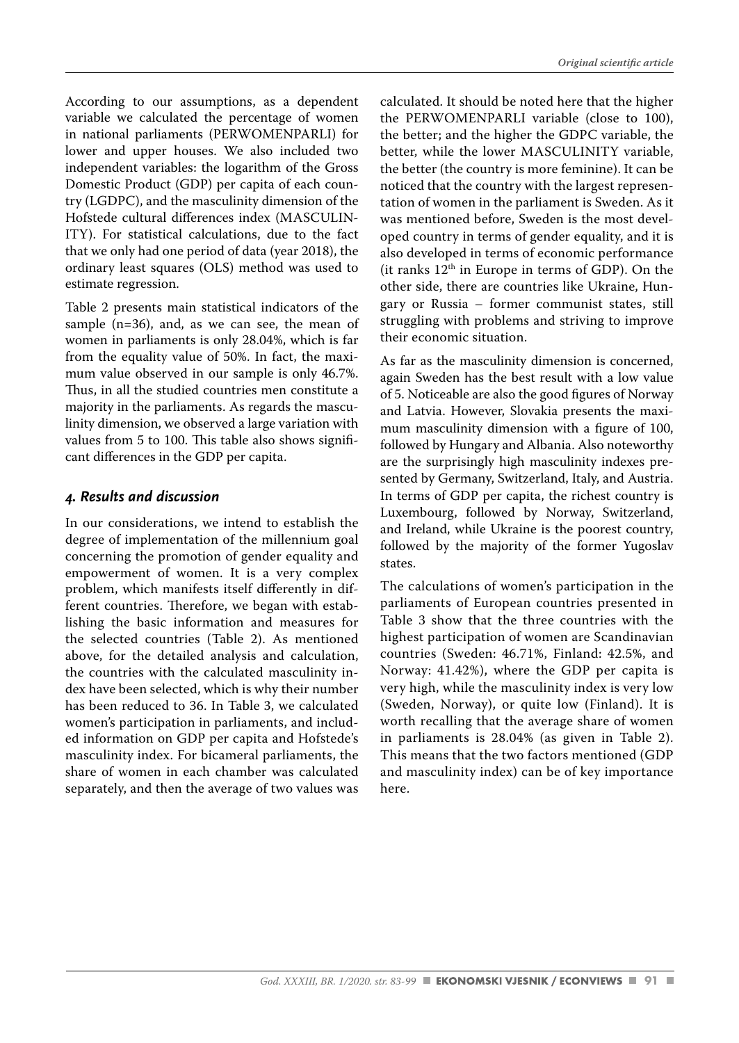According to our assumptions, as a dependent variable we calculated the percentage of women in national parliaments (PERWOMENPARLI) for lower and upper houses. We also included two independent variables: the logarithm of the Gross Domestic Product (GDP) per capita of each country (LGDPC), and the masculinity dimension of the Hofstede cultural differences index (MASCULINITY). For statistical calculations, due to the fact that we only had one period of data (year 2018), the ordinary least squares (OLS) method was used to estimate regression.

Table 2 presents main statistical indicators of the sample (n=36), and, as we can see, the mean of women in parliaments is only 28.04%, which is far from the equality value of 50%. In fact, the maximum value observed in our sample is only 46.7%. Thus, in all the studied countries men constitute a majority in the parliaments. As regards the masculinity dimension, we observed a large variation with values from 5 to 100. This table also shows significant differences in the GDP per capita.

## *4. Results and discussion*

In our considerations, we intend to establish the degree of implementation of the millennium goal concerning the promotion of gender equality and empowerment of women. It is a very complex problem, which manifests itself differently in different countries. Therefore, we began with establishing the basic information and measures for the selected countries (Table 2). As mentioned above, for the detailed analysis and calculation, the countries with the calculated masculinity index have been selected, which is why their number has been reduced to 36. In Table 3, we calculated women's participation in parliaments, and included information on GDP per capita and Hofstede's masculinity index. For bicameral parliaments, the share of women in each chamber was calculated separately, and then the average of two values was calculated. It should be noted here that the higher the PERWOMENPARLI variable (close to 100), the better; and the higher the GDPC variable, the better, while the lower MASCULINITY variable, the better (the country is more feminine). It can be noticed that the country with the largest representation of women in the parliament is Sweden. As it was mentioned before, Sweden is the most developed country in terms of gender equality, and it is also developed in terms of economic performance (it ranks 12th in Europe in terms of GDP). On the other side, there are countries like Ukraine, Hungary or Russia – former communist states, still struggling with problems and striving to improve their economic situation.

As far as the masculinity dimension is concerned, again Sweden has the best result with a low value of 5. Noticeable are also the good figures of Norway and Latvia. However, Slovakia presents the maximum masculinity dimension with a figure of 100, followed by Hungary and Albania. Also noteworthy are the surprisingly high masculinity indexes presented by Germany, Switzerland, Italy, and Austria. In terms of GDP per capita, the richest country is Luxembourg, followed by Norway, Switzerland, and Ireland, while Ukraine is the poorest country, followed by the majority of the former Yugoslav states.

The calculations of women's participation in the parliaments of European countries presented in Table 3 show that the three countries with the highest participation of women are Scandinavian countries (Sweden: 46.71%, Finland: 42.5%, and Norway: 41.42%), where the GDP per capita is very high, while the masculinity index is very low (Sweden, Norway), or quite low (Finland). It is worth recalling that the average share of women in parliaments is 28.04% (as given in Table 2). This means that the two factors mentioned (GDP and masculinity index) can be of key importance here.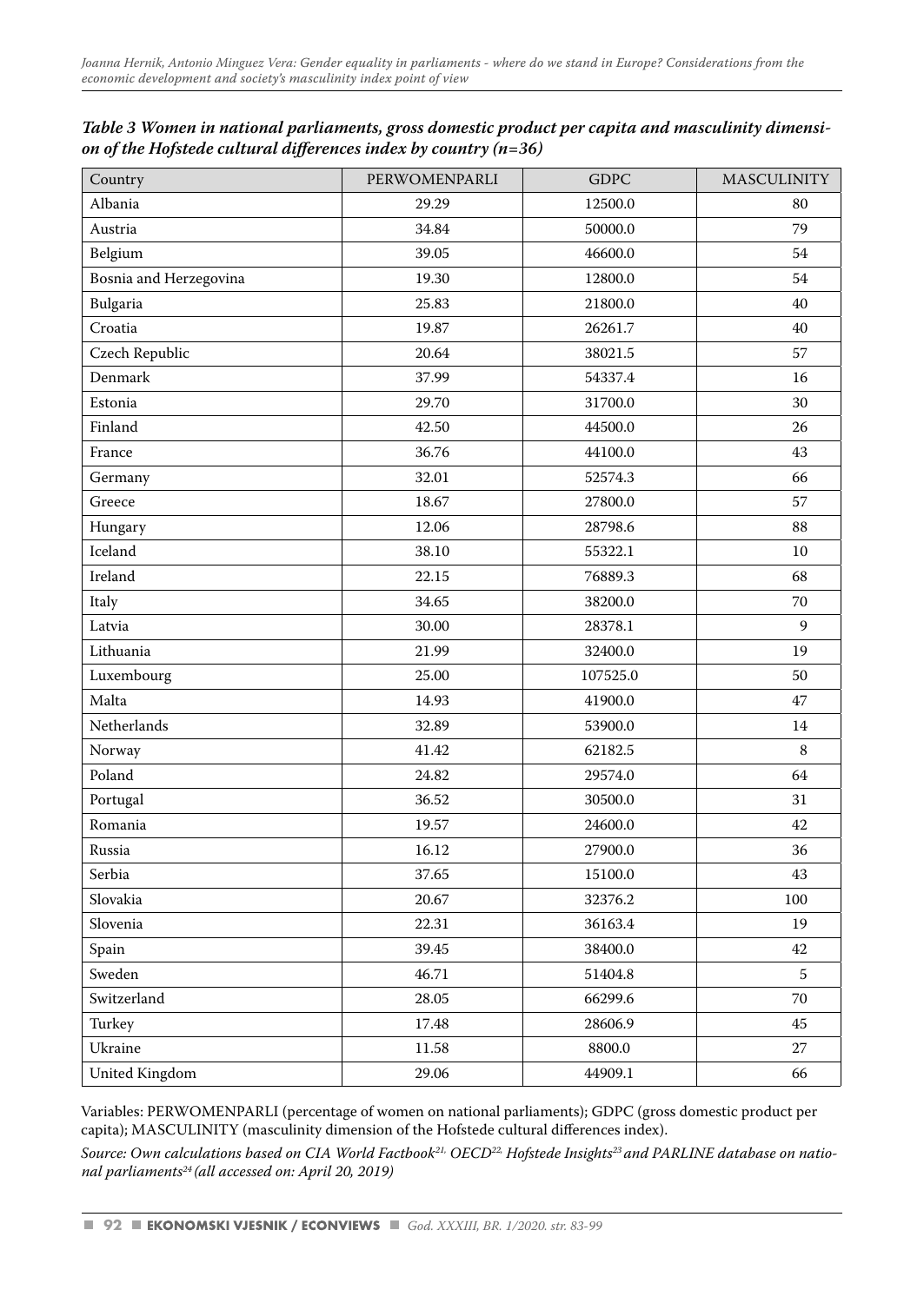*Table 3 Women in national parliaments, gross domestic product per capita and masculinity dimension of the Hofstede cultural differences index by country (n=36)*

| Country | PERWOMENPARLI | GDPC | MASCULINITY |
|---|---|---|---|
| Albania | 29.29 | 12500.0 | 80 |
| Austria | 34.84 | 50000.0 | 79 |
| Belgium | 39.05 | 46600.0 | 54 |
| Bosnia and Herzegovina | 19.30 | 12800.0 | 54 |
| Bulgaria | 25.83 | 21800.0 | 40 |
| Croatia | 19.87 | 26261.7 | 40 |
| Czech Republic | 20.64 | 38021.5 | 57 |
| Denmark | 37.99 | 54337.4 | 16 |
| Estonia | 29.70 | 31700.0 | 30 |
| Finland | 42.50 | 44500.0 | 26 |
| France | 36.76 | 44100.0 | 43 |
| Germany | 32.01 | 52574.3 | 66 |
| Greece | 18.67 | 27800.0 | 57 |
| Hungary | 12.06 | 28798.6 | 88 |
| Iceland | 38.10 | 55322.1 | 10 |
| Ireland | 22.15 | 76889.3 | 68 |
| Italy | 34.65 | 38200.0 | 70 |
| Latvia | 30.00 | 28378.1 | 9 |
| Lithuania | 21.99 | 32400.0 | 19 |
| Luxembourg | 25.00 | 107525.0 | 50 |
| Malta | 14.93 | 41900.0 | 47 |
| Netherlands | 32.89 | 53900.0 | 14 |
| Norway | 41.42 | 62182.5 | 8 |
| Poland | 24.82 | 29574.0 | 64 |
| Portugal | 36.52 | 30500.0 | 31 |
| Romania | 19.57 | 24600.0 | 42 |
| Russia | 16.12 | 27900.0 | 36 |
| Serbia | 37.65 | 15100.0 | 43 |
| Slovakia | 20.67 | 32376.2 | 100 |
| Slovenia | 22.31 | 36163.4 | 19 |
| Spain | 39.45 | 38400.0 | 42 |
| Sweden | 46.71 | 51404.8 | 5 |
| Switzerland | 28.05 | 66299.6 | 70 |
| Turkey | 17.48 | 28606.9 | 45 |
| Ukraine | 11.58 | 8800.0 | 27 |
| United Kingdom | 29.06 | 44909.1 | 66 |

Variables: PERWOMENPARLI (percentage of women on national parliaments); GDPC (gross domestic product per capita); MASCULINITY (masculinity dimension of the Hofstede cultural differences index).

*Source: Own calculations based on CIA World Factbook[21], OECD[22], Hofstede Insights[23] and PARLINE database on national parliaments[24] (all accessed on: April 20, 2019)*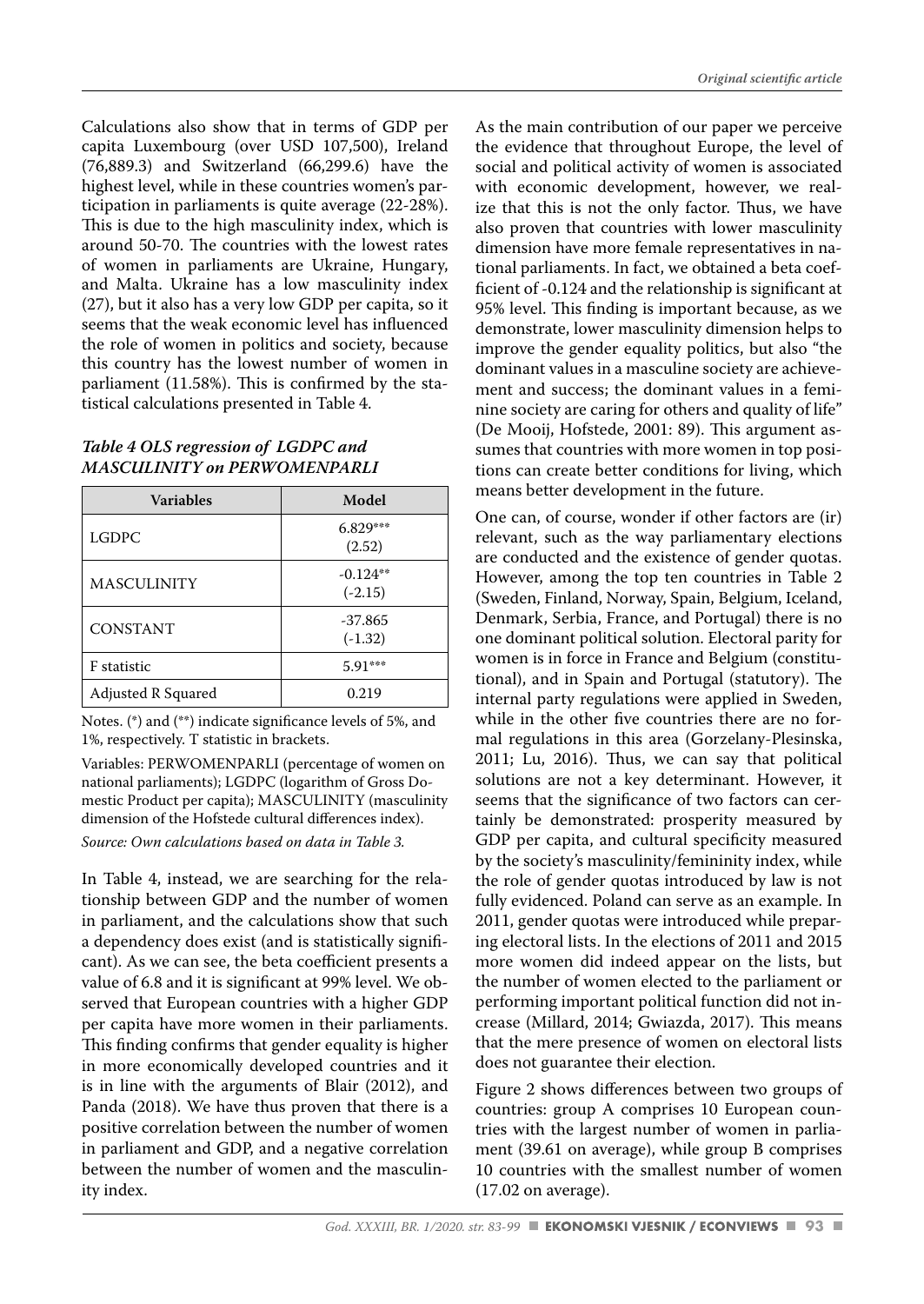Calculations also show that in terms of GDP per capita Luxembourg (over USD 107,500), Ireland (76,889.3) and Switzerland (66,299.6) have the highest level, while in these countries women's participation in parliaments is quite average (22-28%). This is due to the high masculinity index, which is around 50-70. The countries with the lowest rates of women in parliaments are Ukraine, Hungary, and Malta. Ukraine has a low masculinity index (27), but it also has a very low GDP per capita, so it seems that the weak economic level has influenced the role of women in politics and society, because this country has the lowest number of women in parliament (11.58%). This is confirmed by the statistical calculations presented in Table 4.

***Table 4 OLS regression of LGDPC and MASCULINITY on PERWOMENPARLI***

| Variables | Model |
|---|---|
| LGDPC | 6.829***<br>(2.52) |
| MASCULINITY | -0.124**<br>(-2.15) |
| CONSTANT | -37.865<br>(-1.32) |
| F statistic | 5.91*** |
| Adjusted R Squared | 0.219 |

Notes. (*) and (**) indicate significance levels of 5%, and 1%, respectively. T statistic in brackets.

Variables: PERWOMENPARLI (percentage of women on national parliaments); LGDPC (logarithm of Gross Domestic Product per capita); MASCULINITY (masculinity dimension of the Hofstede cultural differences index).

*Source: Own calculations based on data in Table 3.*

In Table 4, instead, we are searching for the relationship between GDP and the number of women in parliament, and the calculations show that such a dependency does exist (and is statistically significant). As we can see, the beta coefficient presents a value of 6.8 and it is significant at 99% level. We observed that European countries with a higher GDP per capita have more women in their parliaments. This finding confirms that gender equality is higher in more economically developed countries and it is in line with the arguments of Blair (2012), and Panda (2018). We have thus proven that there is a positive correlation between the number of women in parliament and GDP, and a negative correlation between the number of women and the masculinity index.

As the main contribution of our paper we perceive the evidence that throughout Europe, the level of social and political activity of women is associated with economic development, however, we realize that this is not the only factor. Thus, we have also proven that countries with lower masculinity dimension have more female representatives in national parliaments. In fact, we obtained a beta coefficient of -0.124 and the relationship is significant at 95% level. This finding is important because, as we demonstrate, lower masculinity dimension helps to improve the gender equality politics, but also "the dominant values in a masculine society are achievement and success; the dominant values in a feminine society are caring for others and quality of life" (De Mooij, Hofstede, 2001: 89). This argument assumes that countries with more women in top positions can create better conditions for living, which means better development in the future.

One can, of course, wonder if other factors are (ir) relevant, such as the way parliamentary elections are conducted and the existence of gender quotas. However, among the top ten countries in Table 2 (Sweden, Finland, Norway, Spain, Belgium, Iceland, Denmark, Serbia, France, and Portugal) there is no one dominant political solution. Electoral parity for women is in force in France and Belgium (constitutional), and in Spain and Portugal (statutory). The internal party regulations were applied in Sweden, while in the other five countries there are no formal regulations in this area (Gorzelany-Plesinska, 2011; Lu, 2016). Thus, we can say that political solutions are not a key determinant. However, it seems that the significance of two factors can certainly be demonstrated: prosperity measured by GDP per capita, and cultural specificity measured by the society's masculinity/femininity index, while the role of gender quotas introduced by law is not fully evidenced. Poland can serve as an example. In 2011, gender quotas were introduced while preparing electoral lists. In the elections of 2011 and 2015 more women did indeed appear on the lists, but the number of women elected to the parliament or performing important political function did not increase (Millard, 2014; Gwiazda, 2017). This means that the mere presence of women on electoral lists does not guarantee their election.

Figure 2 shows differences between two groups of countries: group A comprises 10 European countries with the largest number of women in parliament (39.61 on average), while group B comprises 10 countries with the smallest number of women (17.02 on average).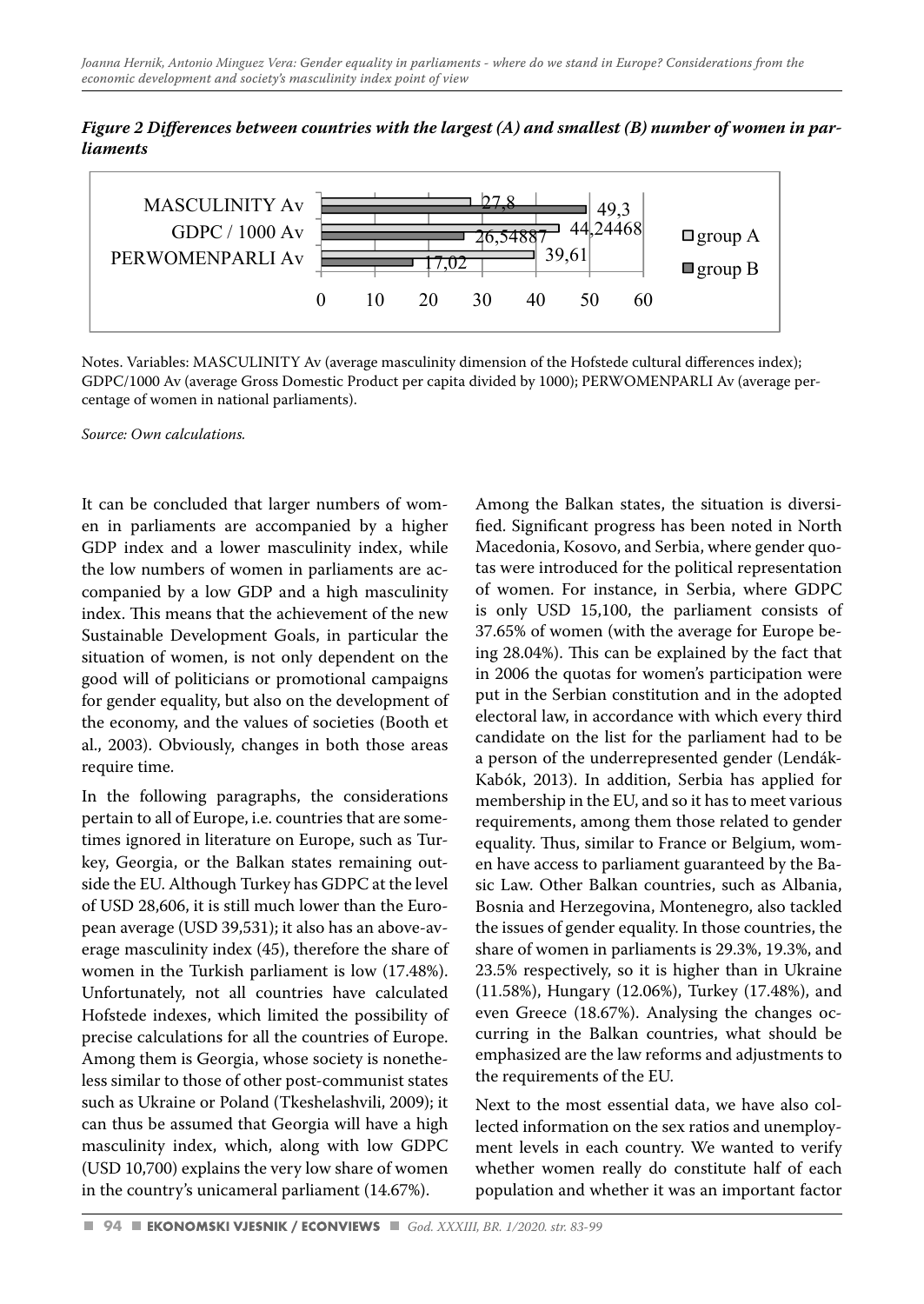***Figure 2 Differences between countries with the largest (A) and smallest (B) number of women in parliaments***

| | group A | group B |
|---|---|---|
| MASCULINITY Av | 27,8 | 49,3 |
| GDPC / 1000 Av | 44,24468 | 26,54887 |
| PERWOMENPARLI Av | 39,61 | 17,02 |

Notes. Variables: MASCULINITY Av (average masculinity dimension of the Hofstede cultural differences index); GDPC/1000 Av (average Gross Domestic Product per capita divided by 1000); PERWOMENPARLI Av (average percentage of women in national parliaments).

*Source: Own calculations.*

It can be concluded that larger numbers of women in parliaments are accompanied by a higher GDP index and a lower masculinity index, while the low numbers of women in parliaments are accompanied by a low GDP and a high masculinity index. This means that the achievement of the new Sustainable Development Goals, in particular the situation of women, is not only dependent on the good will of politicians or promotional campaigns for gender equality, but also on the development of the economy, and the values of societies (Booth et al., 2003). Obviously, changes in both those areas require time.

In the following paragraphs, the considerations pertain to all of Europe, i.e. countries that are sometimes ignored in literature on Europe, such as Turkey, Georgia, or the Balkan states remaining outside the EU. Although Turkey has GDPC at the level of USD 28,606, it is still much lower than the European average (USD 39,531); it also has an above-average masculinity index (45), therefore the share of women in the Turkish parliament is low (17.48%). Unfortunately, not all countries have calculated Hofstede indexes, which limited the possibility of precise calculations for all the countries of Europe. Among them is Georgia, whose society is nonetheless similar to those of other post-communist states such as Ukraine or Poland (Tkeshelashvili, 2009); it can thus be assumed that Georgia will have a high masculinity index, which, along with low GDPC (USD 10,700) explains the very low share of women in the country's unicameral parliament (14.67%).

Among the Balkan states, the situation is diversified. Significant progress has been noted in North Macedonia, Kosovo, and Serbia, where gender quotas were introduced for the political representation of women. For instance, in Serbia, where GDPC is only USD 15,100, the parliament consists of 37.65% of women (with the average for Europe being 28.04%). This can be explained by the fact that in 2006 the quotas for women's participation were put in the Serbian constitution and in the adopted electoral law, in accordance with which every third candidate on the list for the parliament had to be a person of the underrepresented gender (Lendák-Kabók, 2013). In addition, Serbia has applied for membership in the EU, and so it has to meet various requirements, among them those related to gender equality. Thus, similar to France or Belgium, women have access to parliament guaranteed by the Basic Law. Other Balkan countries, such as Albania, Bosnia and Herzegovina, Montenegro, also tackled the issues of gender equality. In those countries, the share of women in parliaments is 29.3%, 19.3%, and 23.5% respectively, so it is higher than in Ukraine (11.58%), Hungary (12.06%), Turkey (17.48%), and even Greece (18.67%). Analysing the changes occurring in the Balkan countries, what should be emphasized are the law reforms and adjustments to the requirements of the EU.

Next to the most essential data, we have also collected information on the sex ratios and unemployment levels in each country. We wanted to verify whether women really do constitute half of each population and whether it was an important factor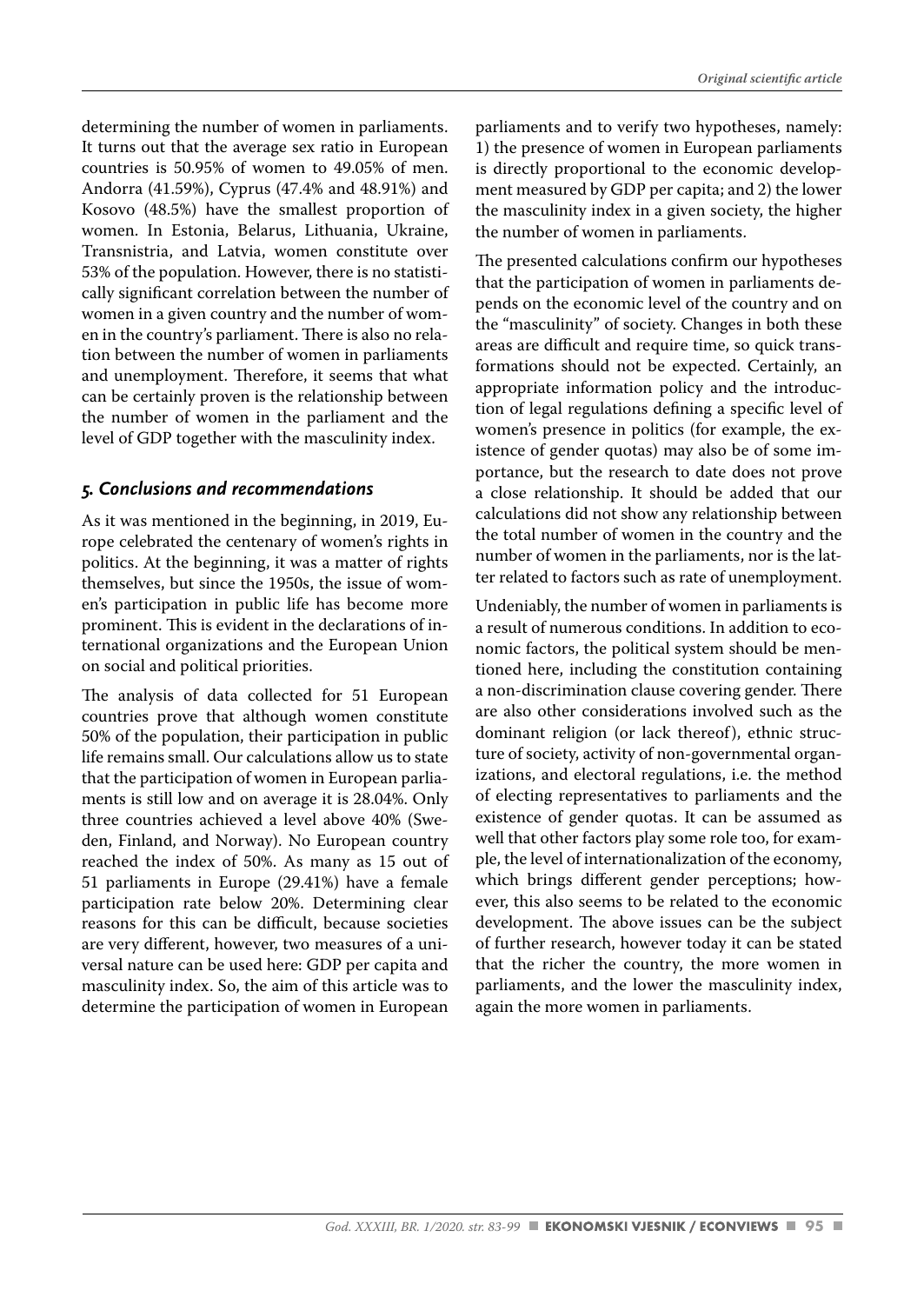determining the number of women in parliaments. It turns out that the average sex ratio in European countries is 50.95% of women to 49.05% of men. Andorra (41.59%), Cyprus (47.4% and 48.91%) and Kosovo (48.5%) have the smallest proportion of women. In Estonia, Belarus, Lithuania, Ukraine, Transnistria, and Latvia, women constitute over 53% of the population. However, there is no statistically significant correlation between the number of women in a given country and the number of women in the country's parliament. There is also no relation between the number of women in parliaments and unemployment. Therefore, it seems that what can be certainly proven is the relationship between the number of women in the parliament and the level of GDP together with the masculinity index.

## *5. Conclusions and recommendations*

As it was mentioned in the beginning, in 2019, Europe celebrated the centenary of women's rights in politics. At the beginning, it was a matter of rights themselves, but since the 1950s, the issue of women's participation in public life has become more prominent. This is evident in the declarations of international organizations and the European Union on social and political priorities.

The analysis of data collected for 51 European countries prove that although women constitute 50% of the population, their participation in public life remains small. Our calculations allow us to state that the participation of women in European parliaments is still low and on average it is 28.04%. Only three countries achieved a level above 40% (Sweden, Finland, and Norway). No European country reached the index of 50%. As many as 15 out of 51 parliaments in Europe (29.41%) have a female participation rate below 20%. Determining clear reasons for this can be difficult, because societies are very different, however, two measures of a universal nature can be used here: GDP per capita and masculinity index. So, the aim of this article was to determine the participation of women in European parliaments and to verify two hypotheses, namely: 1) the presence of women in European parliaments is directly proportional to the economic development measured by GDP per capita; and 2) the lower the masculinity index in a given society, the higher the number of women in parliaments.

The presented calculations confirm our hypotheses that the participation of women in parliaments depends on the economic level of the country and on the "masculinity" of society. Changes in both these areas are difficult and require time, so quick transformations should not be expected. Certainly, an appropriate information policy and the introduction of legal regulations defining a specific level of women's presence in politics (for example, the existence of gender quotas) may also be of some importance, but the research to date does not prove a close relationship. It should be added that our calculations did not show any relationship between the total number of women in the country and the number of women in the parliaments, nor is the latter related to factors such as rate of unemployment.

Undeniably, the number of women in parliaments is a result of numerous conditions. In addition to economic factors, the political system should be mentioned here, including the constitution containing a non-discrimination clause covering gender. There are also other considerations involved such as the dominant religion (or lack thereof), ethnic structure of society, activity of non-governmental organizations, and electoral regulations, i.e. the method of electing representatives to parliaments and the existence of gender quotas. It can be assumed as well that other factors play some role too, for example, the level of internationalization of the economy, which brings different gender perceptions; however, this also seems to be related to the economic development. The above issues can be the subject of further research, however today it can be stated that the richer the country, the more women in parliaments, and the lower the masculinity index, again the more women in parliaments.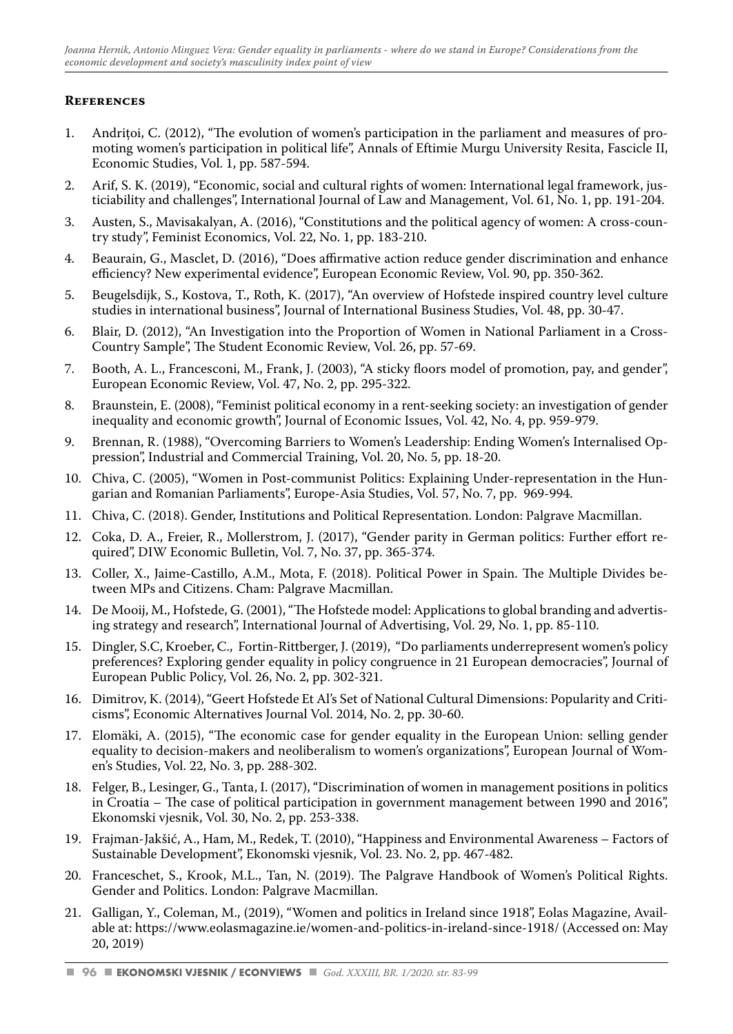## References

1. Andrițoi, C. (2012), "The evolution of women's participation in the parliament and measures of promoting women's participation in political life", Annals of Eftimie Murgu University Resita, Fascicle II, Economic Studies, Vol. 1, pp. 587-594.
2. Arif, S. K. (2019), "Economic, social and cultural rights of women: International legal framework, justiciability and challenges", International Journal of Law and Management, Vol. 61, No. 1, pp. 191-204.
3. Austen, S., Mavisakalyan, A. (2016), "Constitutions and the political agency of women: A cross-country study", Feminist Economics, Vol. 22, No. 1, pp. 183-210.
4. Beaurain, G., Masclet, D. (2016), "Does affirmative action reduce gender discrimination and enhance efficiency? New experimental evidence", European Economic Review, Vol. 90, pp. 350-362.
5. Beugelsdijk, S., Kostova, T., Roth, K. (2017), "An overview of Hofstede inspired country level culture studies in international business", Journal of International Business Studies, Vol. 48, pp. 30-47.
6. Blair, D. (2012), "An Investigation into the Proportion of Women in National Parliament in a Cross-Country Sample", The Student Economic Review, Vol. 26, pp. 57-69.
7. Booth, A. L., Francesconi, M., Frank, J. (2003), "A sticky floors model of promotion, pay, and gender", European Economic Review, Vol. 47, No. 2, pp. 295-322.
8. Braunstein, E. (2008), "Feminist political economy in a rent-seeking society: an investigation of gender inequality and economic growth", Journal of Economic Issues, Vol. 42, No. 4, pp. 959-979.
9. Brennan, R. (1988), "Overcoming Barriers to Women's Leadership: Ending Women's Internalised Oppression", Industrial and Commercial Training, Vol. 20, No. 5, pp. 18-20.
10. Chiva, C. (2005), "Women in Post-communist Politics: Explaining Under-representation in the Hungarian and Romanian Parliaments", Europe-Asia Studies, Vol. 57, No. 7, pp. 969-994.
11. Chiva, C. (2018). Gender, Institutions and Political Representation. London: Palgrave Macmillan.
12. Coka, D. A., Freier, R., Mollerstrom, J. (2017), "Gender parity in German politics: Further effort required", DIW Economic Bulletin, Vol. 7, No. 37, pp. 365-374.
13. Coller, X., Jaime-Castillo, A.M., Mota, F. (2018). Political Power in Spain. The Multiple Divides between MPs and Citizens. Cham: Palgrave Macmillan.
14. De Mooij, M., Hofstede, G. (2001), "The Hofstede model: Applications to global branding and advertising strategy and research", International Journal of Advertising, Vol. 29, No. 1, pp. 85-110.
15. Dingler, S.C, Kroeber, C., Fortin-Rittberger, J. (2019), "Do parliaments underrepresent women's policy preferences? Exploring gender equality in policy congruence in 21 European democracies", Journal of European Public Policy, Vol. 26, No. 2, pp. 302-321.
16. Dimitrov, K. (2014), "Geert Hofstede Et Al's Set of National Cultural Dimensions: Popularity and Criticisms", Economic Alternatives Journal Vol. 2014, No. 2, pp. 30-60.
17. Elomäki, A. (2015), "The economic case for gender equality in the European Union: selling gender equality to decision-makers and neoliberalism to women's organizations", European Journal of Women's Studies, Vol. 22, No. 3, pp. 288-302.
18. Felger, B., Lesinger, G., Tanta, I. (2017), "Discrimination of women in management positions in politics in Croatia – The case of political participation in government management between 1990 and 2016", Ekonomski vjesnik, Vol. 30, No. 2, pp. 253-338.
19. Frajman-Jakšić, A., Ham, M., Redek, T. (2010), "Happiness and Environmental Awareness – Factors of Sustainable Development", Ekonomski vjesnik, Vol. 23. No. 2, pp. 467-482.
20. Franceschet, S., Krook, M.L., Tan, N. (2019). The Palgrave Handbook of Women's Political Rights. Gender and Politics. London: Palgrave Macmillan.
21. Galligan, Y., Coleman, M., (2019), "Women and politics in Ireland since 1918", Eolas Magazine, Available at: https://www.eolasmagazine.ie/women-and-politics-in-ireland-since-1918/ (Accessed on: May 20, 2019)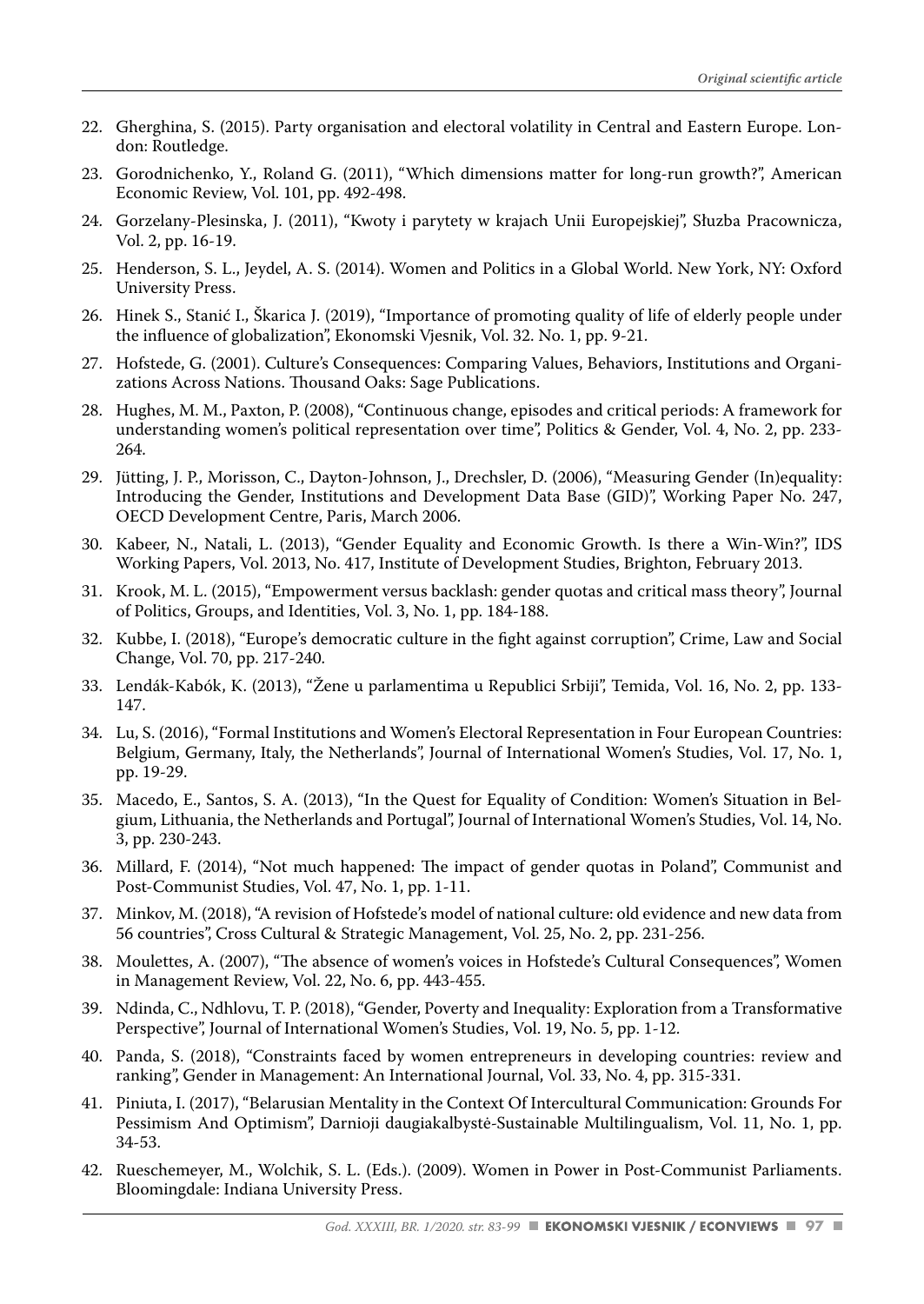22. Gherghina, S. (2015). Party organisation and electoral volatility in Central and Eastern Europe. London: Routledge.
23. Gorodnichenko, Y., Roland G. (2011), "Which dimensions matter for long-run growth?", American Economic Review, Vol. 101, pp. 492-498.
24. Gorzelany-Plesinska, J. (2011), "Kwoty i parytety w krajach Unii Europejskiej", Słuzba Pracownicza, Vol. 2, pp. 16-19.
25. Henderson, S. L., Jeydel, A. S. (2014). Women and Politics in a Global World. New York, NY: Oxford University Press.
26. Hinek S., Stanić I., Škarica J. (2019), "Importance of promoting quality of life of elderly people under the influence of globalization", Ekonomski Vjesnik, Vol. 32. No. 1, pp. 9-21.
27. Hofstede, G. (2001). Culture's Consequences: Comparing Values, Behaviors, Institutions and Organizations Across Nations. Thousand Oaks: Sage Publications.
28. Hughes, M. M., Paxton, P. (2008), "Continuous change, episodes and critical periods: A framework for understanding women's political representation over time", Politics & Gender, Vol. 4, No. 2, pp. 233-264.
29. Jütting, J. P., Morisson, C., Dayton-Johnson, J., Drechsler, D. (2006), "Measuring Gender (In)equality: Introducing the Gender, Institutions and Development Data Base (GID)", Working Paper No. 247, OECD Development Centre, Paris, March 2006.
30. Kabeer, N., Natali, L. (2013), "Gender Equality and Economic Growth. Is there a Win-Win?", IDS Working Papers, Vol. 2013, No. 417, Institute of Development Studies, Brighton, February 2013.
31. Krook, M. L. (2015), "Empowerment versus backlash: gender quotas and critical mass theory", Journal of Politics, Groups, and Identities, Vol. 3, No. 1, pp. 184-188.
32. Kubbe, I. (2018), "Europe's democratic culture in the fight against corruption", Crime, Law and Social Change, Vol. 70, pp. 217-240.
33. Lendák-Kabók, K. (2013), "Žene u parlamentima u Republici Srbiji", Temida, Vol. 16, No. 2, pp. 133-147.
34. Lu, S. (2016), "Formal Institutions and Women's Electoral Representation in Four European Countries: Belgium, Germany, Italy, the Netherlands", Journal of International Women's Studies, Vol. 17, No. 1, pp. 19-29.
35. Macedo, E., Santos, S. A. (2013), "In the Quest for Equality of Condition: Women's Situation in Belgium, Lithuania, the Netherlands and Portugal", Journal of International Women's Studies, Vol. 14, No. 3, pp. 230-243.
36. Millard, F. (2014), "Not much happened: The impact of gender quotas in Poland", Communist and Post-Communist Studies, Vol. 47, No. 1, pp. 1-11.
37. Minkov, M. (2018), "A revision of Hofstede's model of national culture: old evidence and new data from 56 countries", Cross Cultural & Strategic Management, Vol. 25, No. 2, pp. 231-256.
38. Moulettes, A. (2007), "The absence of women's voices in Hofstede's Cultural Consequences", Women in Management Review, Vol. 22, No. 6, pp. 443-455.
39. Ndinda, C., Ndhlovu, T. P. (2018), "Gender, Poverty and Inequality: Exploration from a Transformative Perspective", Journal of International Women's Studies, Vol. 19, No. 5, pp. 1-12.
40. Panda, S. (2018), "Constraints faced by women entrepreneurs in developing countries: review and ranking", Gender in Management: An International Journal, Vol. 33, No. 4, pp. 315-331.
41. Piniuta, I. (2017), "Belarusian Mentality in the Context Of Intercultural Communication: Grounds For Pessimism And Optimism", Darnioji daugiakalbystė-Sustainable Multilingualism, Vol. 11, No. 1, pp. 34-53.
42. Rueschemeyer, M., Wolchik, S. L. (Eds.). (2009). Women in Power in Post-Communist Parliaments. Bloomingdale: Indiana University Press.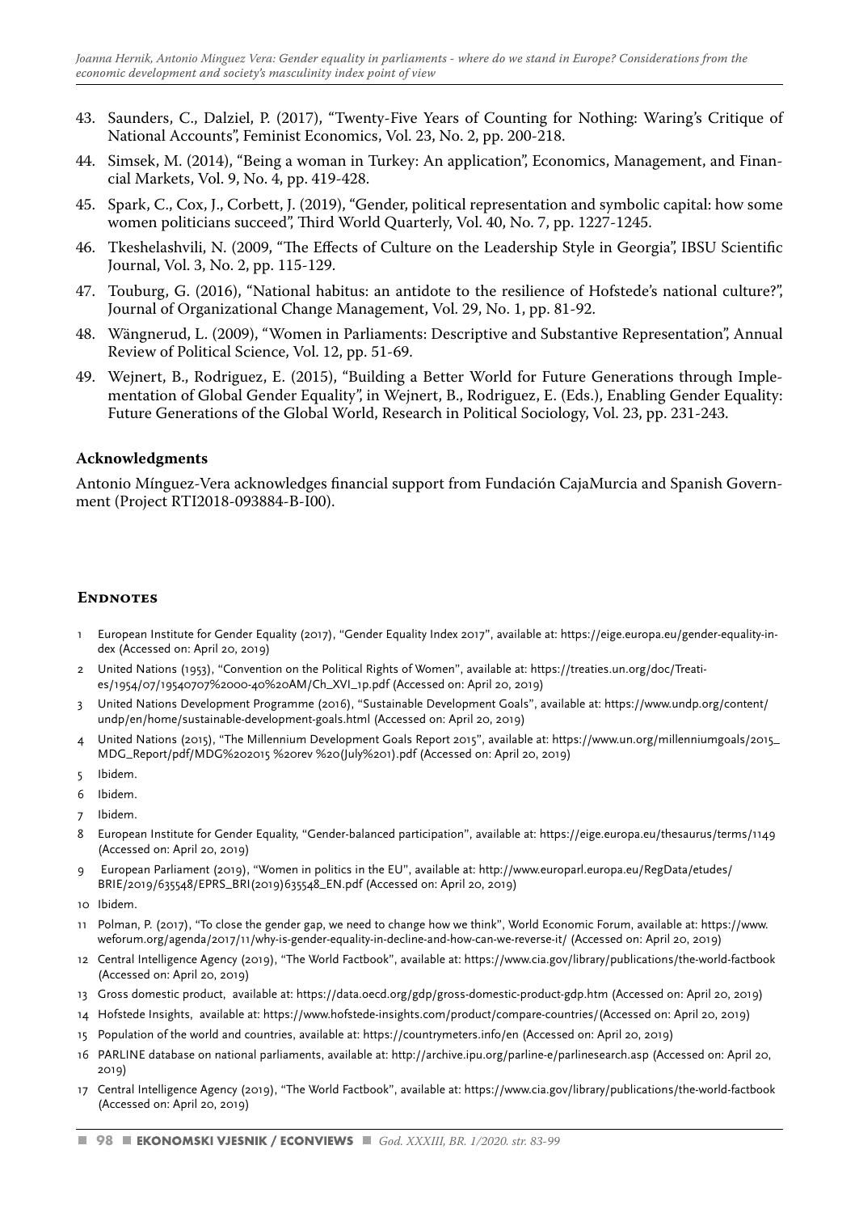43. Saunders, C., Dalziel, P. (2017), "Twenty-Five Years of Counting for Nothing: Waring's Critique of National Accounts", Feminist Economics, Vol. 23, No. 2, pp. 200-218.
44. Simsek, M. (2014), "Being a woman in Turkey: An application", Economics, Management, and Financial Markets, Vol. 9, No. 4, pp. 419-428.
45. Spark, C., Cox, J., Corbett, J. (2019), "Gender, political representation and symbolic capital: how some women politicians succeed", Third World Quarterly, Vol. 40, No. 7, pp. 1227-1245.
46. Tkeshelashvili, N. (2009, "The Effects of Culture on the Leadership Style in Georgia", IBSU Scientific Journal, Vol. 3, No. 2, pp. 115-129.
47. Touburg, G. (2016), "National habitus: an antidote to the resilience of Hofstede's national culture?", Journal of Organizational Change Management, Vol. 29, No. 1, pp. 81-92.
48. Wängnerud, L. (2009), "Women in Parliaments: Descriptive and Substantive Representation", Annual Review of Political Science, Vol. 12, pp. 51-69.
49. Wejnert, B., Rodriguez, E. (2015), "Building a Better World for Future Generations through Implementation of Global Gender Equality", in Wejnert, B., Rodriguez, E. (Eds.), Enabling Gender Equality: Future Generations of the Global World, Research in Political Sociology, Vol. 23, pp. 231-243.

### Acknowledgments

Antonio Mínguez-Vera acknowledges financial support from Fundación CajaMurcia and Spanish Government (Project RTI2018-093884-B-I00).

## Endnotes

1. European Institute for Gender Equality (2017), "Gender Equality Index 2017", available at: https://eige.europa.eu/gender-equality-index (Accessed on: April 20, 2019)
2. United Nations (1953), "Convention on the Political Rights of Women", available at: https://treaties.un.org/doc/Treaties/1954/07/19540707%2000-40%20AM/Ch_XVI_1p.pdf (Accessed on: April 20, 2019)
3. United Nations Development Programme (2016), "Sustainable Development Goals", available at: https://www.undp.org/content/undp/en/home/sustainable-development-goals.html (Accessed on: April 20, 2019)
4. United Nations (2015), "The Millennium Development Goals Report 2015", available at: https://www.un.org/millenniumgoals/2015_MDG_Report/pdf/MDG%202015 %20rev %20(July%201).pdf (Accessed on: April 20, 2019)
5. Ibidem.
6. Ibidem.
7. Ibidem.
8. European Institute for Gender Equality, "Gender-balanced participation", available at: https://eige.europa.eu/thesaurus/terms/1149 (Accessed on: April 20, 2019)
9. European Parliament (2019), "Women in politics in the EU", available at: http://www.europarl.europa.eu/RegData/etudes/BRIE/2019/635548/EPRS_BRI(2019)635548_EN.pdf (Accessed on: April 20, 2019)
10. Ibidem.
11. Polman, P. (2017), "To close the gender gap, we need to change how we think", World Economic Forum, available at: https://www.weforum.org/agenda/2017/11/why-is-gender-equality-in-decline-and-how-can-we-reverse-it/ (Accessed on: April 20, 2019)
12. Central Intelligence Agency (2019), "The World Factbook", available at: https://www.cia.gov/library/publications/the-world-factbook (Accessed on: April 20, 2019)
13. Gross domestic product, available at: https://data.oecd.org/gdp/gross-domestic-product-gdp.htm (Accessed on: April 20, 2019)
14. Hofstede Insights, available at: https://www.hofstede-insights.com/product/compare-countries/(Accessed on: April 20, 2019)
15. Population of the world and countries, available at: https://countrymeters.info/en (Accessed on: April 20, 2019)
16. PARLINE database on national parliaments, available at: http://archive.ipu.org/parline-e/parlinesearch.asp (Accessed on: April 20, 2019)
17. Central Intelligence Agency (2019), "The World Factbook", available at: https://www.cia.gov/library/publications/the-world-factbook (Accessed on: April 20, 2019)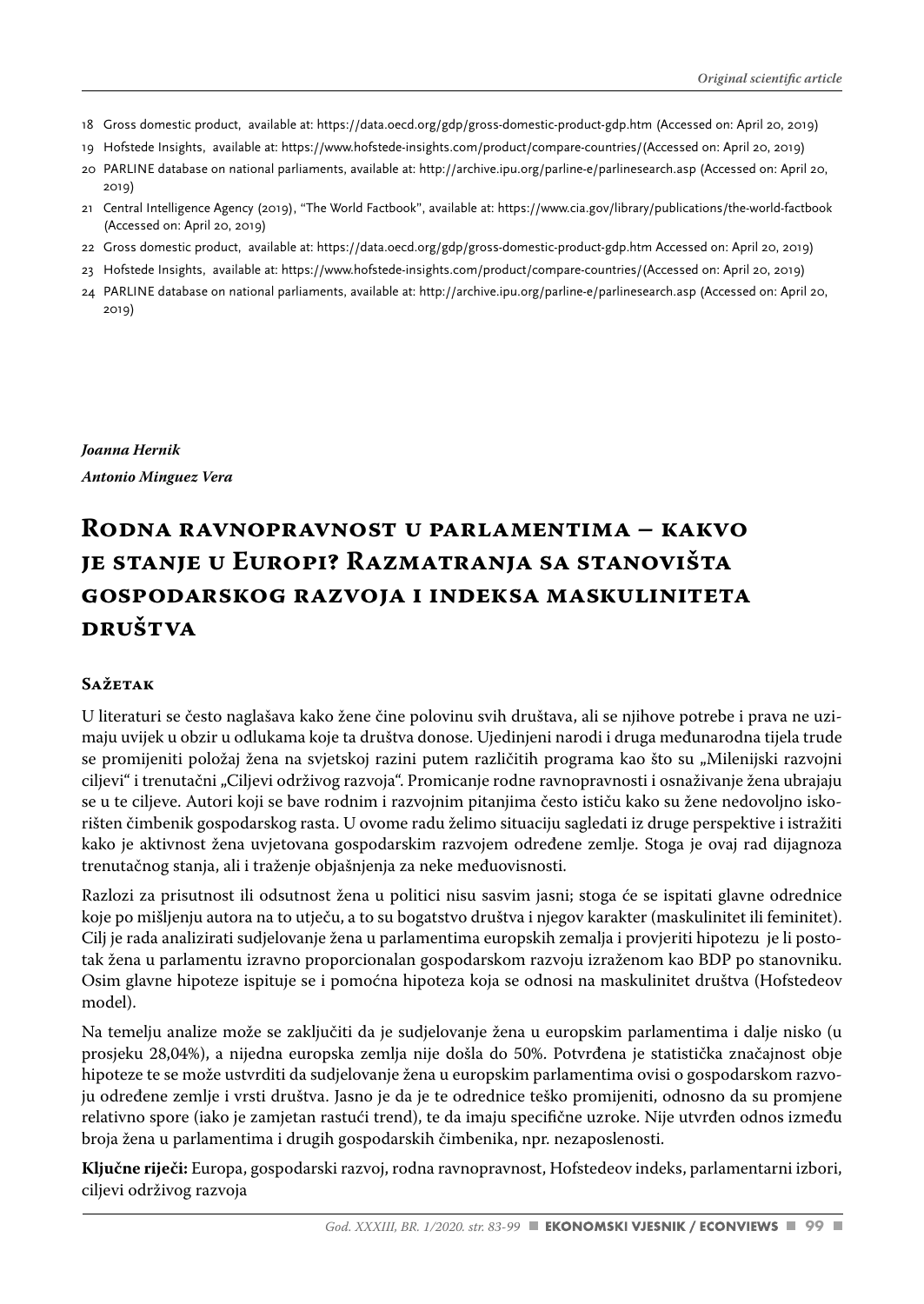18 Gross domestic product, available at: https://data.oecd.org/gdp/gross-domestic-product-gdp.htm (Accessed on: April 20, 2019)

19 Hofstede Insights, available at: https://www.hofstede-insights.com/product/compare-countries/(Accessed on: April 20, 2019)

20 PARLINE database on national parliaments, available at: http://archive.ipu.org/parline-e/parlinesearch.asp (Accessed on: April 20, 2019)

21 Central Intelligence Agency (2019), "The World Factbook", available at: https://www.cia.gov/library/publications/the-world-factbook (Accessed on: April 20, 2019)

22 Gross domestic product, available at: https://data.oecd.org/gdp/gross-domestic-product-gdp.htm Accessed on: April 20, 2019)

23 Hofstede Insights, available at: https://www.hofstede-insights.com/product/compare-countries/(Accessed on: April 20, 2019)

24 PARLINE database on national parliaments, available at: http://archive.ipu.org/parline-e/parlinesearch.asp (Accessed on: April 20, 2019)

*Joanna Hernik*

*Antonio Minguez Vera*

# Rodna ravnopravnost u parlamentima – kakvo je stanje u Europi? Razmatranja sa stanovišta gospodarskog razvoja i indeksa maskuliniteta društva

## Sažetak

U literaturi se često naglašava kako žene čine polovinu svih društava, ali se njihove potrebe i prava ne uzimaju uvijek u obzir u odlukama koje ta društva donose. Ujedinjeni narodi i druga međunarodna tijela trude se promijeniti položaj žena na svjetskoj razini putem različitih programa kao što su „Milenijski razvojni ciljevi" i trenutačni „Ciljevi održivog razvoja". Promicanje rodne ravnopravnosti i osnaživanje žena ubrajaju se u te ciljeve. Autori koji se bave rodnim i razvojnim pitanjima često ističu kako su žene nedovoljno iskorišten čimbenik gospodarskog rasta. U ovome radu želimo situaciju sagledati iz druge perspektive i istražiti kako je aktivnost žena uvjetovana gospodarskim razvojem određene zemlje. Stoga je ovaj rad dijagnoza trenutačnog stanja, ali i traženje objašnjenja za neke međuovisnosti.

Razlozi za prisutnost ili odsutnost žena u politici nisu sasvim jasni; stoga će se ispitati glavne odrednice koje po mišljenju autora na to utječu, a to su bogatstvo društva i njegov karakter (maskulinitet ili feminitet). Cilj je rada analizirati sudjelovanje žena u parlamentima europskih zemalja i provjeriti hipotezu je li postotak žena u parlamentu izravno proporcionalan gospodarskom razvoju izraženom kao BDP po stanovniku. Osim glavne hipoteze ispituje se i pomoćna hipoteza koja se odnosi na maskulinitet društva (Hofstedeov model).

Na temelju analize može se zaključiti da je sudjelovanje žena u europskim parlamentima i dalje nisko (u prosjeku 28,04%), a nijedna europska zemlja nije došla do 50%. Potvrđena je statistička značajnost obje hipoteze te se može ustvrditi da sudjelovanje žena u europskim parlamentima ovisi o gospodarskom razvoju određene zemlje i vrsti društva. Jasno je da je te odrednice teško promijeniti, odnosno da su promjene relativno spore (iako je zamjetan rastući trend), te da imaju specifične uzroke. Nije utvrđen odnos između broja žena u parlamentima i drugih gospodarskih čimbenika, npr. nezaposlenosti.

**Ključne riječi:** Europa, gospodarski razvoj, rodna ravnopravnost, Hofstedeov indeks, parlamentarni izbori, ciljevi održivog razvoja